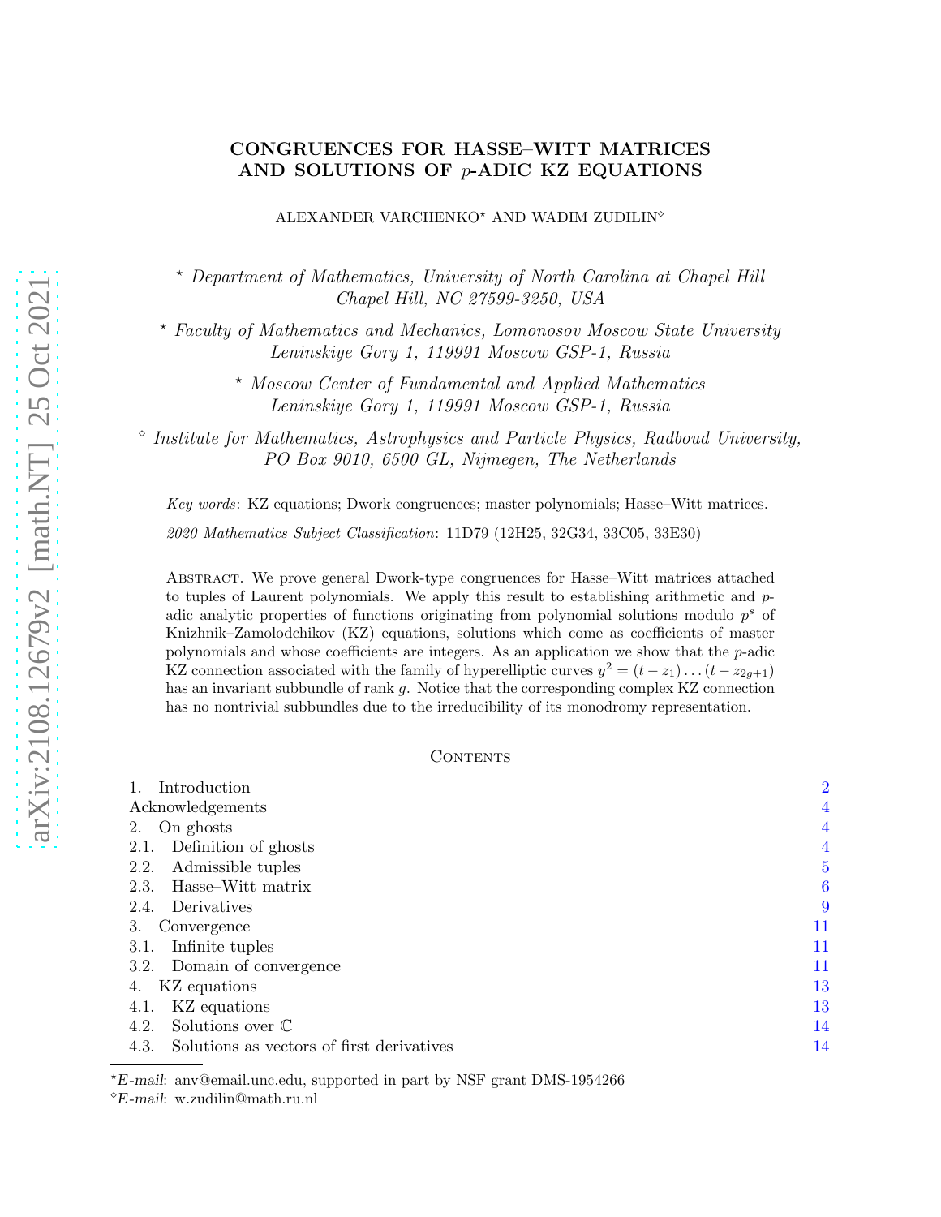# CONGRUENCES FOR HASSE–WITT MATRICES AND SOLUTIONS OF $p$-ADIC KZ EQUATIONS

ALEXANDER VARCHENKO[⋆] AND WADIM ZUDILIN[⋄]

[⋆] *Department of Mathematics, University of North Carolina at Chapel Hill Chapel Hill, NC 27599-3250, USA*

[⋆] *Faculty of Mathematics and Mechanics, Lomonosov Moscow State University Leninskiye Gory 1, 119991 Moscow GSP-1, Russia*

[⋆] *Moscow Center of Fundamental and Applied Mathematics Leninskiye Gory 1, 119991 Moscow GSP-1, Russia*

[⋄] *Institute for Mathematics, Astrophysics and Particle Physics, Radboud University, PO Box 9010, 6500 GL, Nijmegen, The Netherlands*

*Key words*: KZ equations; Dwork congruences; master polynomials; Hasse–Witt matrices.

*2020 Mathematics Subject Classification*: 11D79 (12H25, 32G34, 33C05, 33E30)

Abstract. We prove general Dwork-type congruences for Hasse–Witt matrices attached to tuples of Laurent polynomials. We apply this result to establishing arithmetic and $p$-adic analytic properties of functions originating from polynomial solutions modulo $p^s$ of Knizhnik–Zamolodchikov (KZ) equations, solutions which come as coefficients of master polynomials and whose coefficients are integers. As an application we show that the $p$-adic KZ connection associated with the family of hyperelliptic curves $y^2 = (t - z_1) \dots (t - z_{2g+1})$ has an invariant subbundle of rank $g$. Notice that the corresponding complex KZ connection has no nontrivial subbundles due to the irreducibility of its monodromy representation.

Contents

| | |
|---|---|
| 1. Introduction | 2 |
| Acknowledgements | 4 |
| 2. On ghosts | 4 |
| 2.1. Definition of ghosts | 4 |
| 2.2. Admissible tuples | 5 |
| 2.3. Hasse–Witt matrix | 6 |
| 2.4. Derivatives | 9 |
| 3. Convergence | 11 |
| 3.1. Infinite tuples | 11 |
| 3.2. Domain of convergence | 11 |
| 4. KZ equations | 13 |
| 4.1. KZ equations | 13 |
| 4.2. Solutions over $\mathbb{C}$ | 14 |
| 4.3. Solutions as vectors of first derivatives | 14 |

[⋆]*E-mail*: anv@email.unc.edu, supported in part by NSF grant DMS-1954266

[⋄]*E-mail*: w.zudilin@math.ru.nl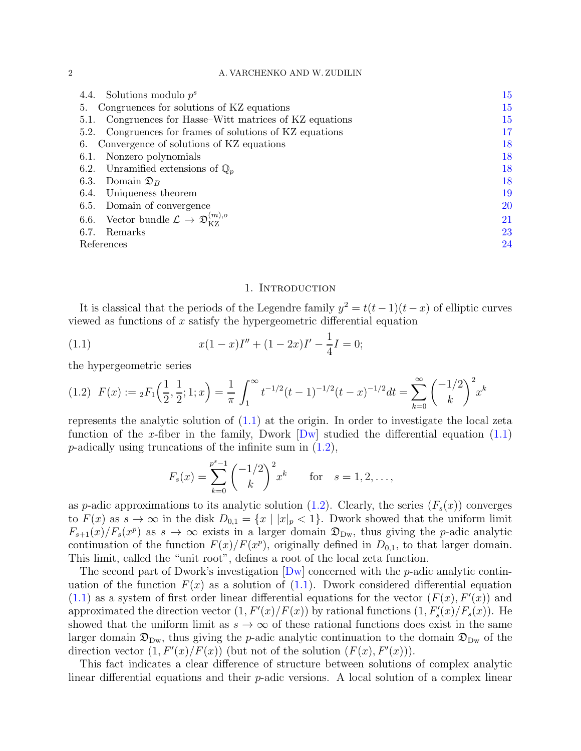4.4. Solutions modulo $p^s$ 15
5. Congruences for solutions of KZ equations 15
5.1. Congruences for Hasse–Witt matrices of KZ equations 15
5.2. Congruences for frames of solutions of KZ equations 17
6. Convergence of solutions of KZ equations 18
6.1. Nonzero polynomials 18
6.2. Unramified extensions of $\mathbb{Q}_p$ 18
6.3. Domain $\mathfrak{D}_B$ 18
6.4. Uniqueness theorem 19
6.5. Domain of convergence 20
6.6. Vector bundle $\mathcal{L} \to \mathfrak{D}_{\mathrm{KZ}}^{(m),o}$ 21
6.7. Remarks 23
References 24

## 1. Introduction

It is classical that the periods of the Legendre family $y^2 = t(t-1)(t-x)$ of elliptic curves viewed as functions of $x$ satisfy the hypergeometric differential equation

$$x(1-x)I'' + (1-2x)I' - \frac{1}{4}I = 0; \tag{1.1}$$

the hypergeometric series

$$F(x) := {}_2F_1\Big(\frac{1}{2}, \frac{1}{2}; 1; x\Big) = \frac{1}{\pi}\int_1^\infty t^{-1/2}(t-1)^{-1/2}(t-x)^{-1/2}dt = \sum_{k=0}^\infty \binom{-1/2}{k}^2 x^k \tag{1.2}$$

represents the analytic solution of (1.1) at the origin. In order to investigate the local zeta function of the $x$-fiber in the family, Dwork [Dw] studied the differential equation (1.1) $p$-adically using truncations of the infinite sum in (1.2),

$$F_s(x) = \sum_{k=0}^{p^s-1} \binom{-1/2}{k}^2 x^k \qquad \text{for} \quad s = 1, 2, \dots,$$

as $p$-adic approximations to its analytic solution (1.2). Clearly, the series $(F_s(x))$ converges to $F(x)$ as $s \to \infty$ in the disk $D_{0,1} = \{x \mid |x|_p < 1\}$. Dwork showed that the uniform limit $F_{s+1}(x)/F_s(x^p)$ as $s \to \infty$ exists in a larger domain $\mathfrak{D}_{\mathrm{Dw}}$, thus giving the $p$-adic analytic continuation of the function $F(x)/F(x^p)$, originally defined in $D_{0,1}$, to that larger domain. This limit, called the "unit root", defines a root of the local zeta function.

The second part of Dwork's investigation [Dw] concerned with the $p$-adic analytic continuation of the function $F(x)$ as a solution of (1.1). Dwork considered differential equation (1.1) as a system of first order linear differential equations for the vector $(F(x), F'(x))$ and approximated the direction vector $(1, F'(x)/F(x))$ by rational functions $(1, F_s'(x)/F_s(x))$. He showed that the uniform limit as $s \to \infty$ of these rational functions does exist in the same larger domain $\mathfrak{D}_{\mathrm{Dw}}$, thus giving the $p$-adic analytic continuation to the domain $\mathfrak{D}_{\mathrm{Dw}}$ of the direction vector $(1, F'(x)/F(x))$ (but not of the solution $(F(x), F'(x))$).

This fact indicates a clear difference of structure between solutions of complex analytic linear differential equations and their $p$-adic versions. A local solution of a complex linear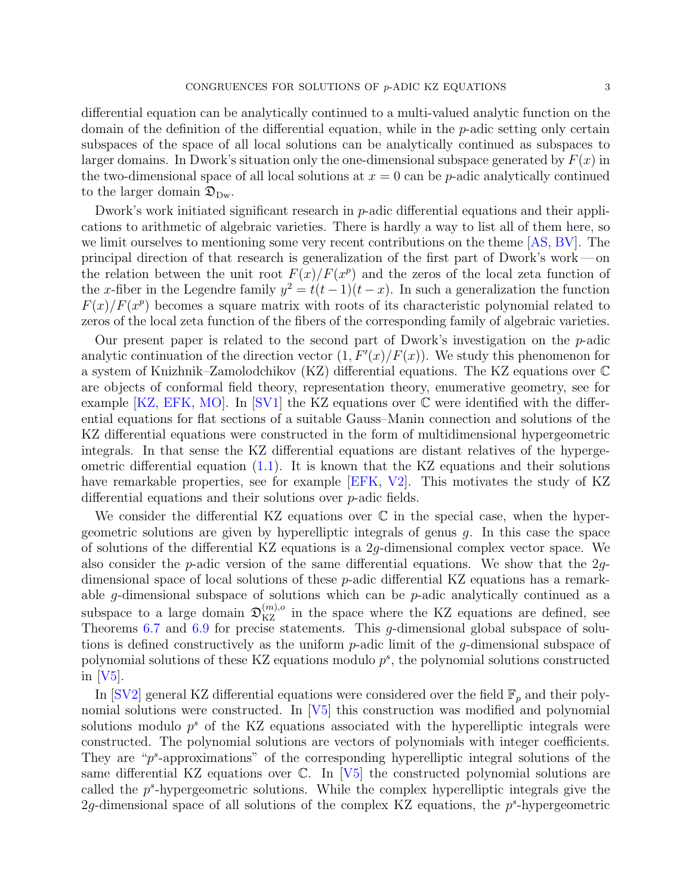differential equation can be analytically continued to a multi-valued analytic function on the domain of the definition of the differential equation, while in the $p$-adic setting only certain subspaces of the space of all local solutions can be analytically continued as subspaces to larger domains. In Dwork's situation only the one-dimensional subspace generated by $F(x)$ in the two-dimensional space of all local solutions at $x = 0$ can be $p$-adic analytically continued to the larger domain $\mathfrak{D}_{\mathrm{Dw}}$.

Dwork's work initiated significant research in $p$-adic differential equations and their applications to arithmetic of algebraic varieties. There is hardly a way to list all of them here, so we limit ourselves to mentioning some very recent contributions on the theme [AS, BV]. The principal direction of that research is generalization of the first part of Dwork's work — on the relation between the unit root $F(x)/F(x^p)$ and the zeros of the local zeta function of the $x$-fiber in the Legendre family $y^2 = t(t-1)(t-x)$. In such a generalization the function $F(x)/F(x^p)$ becomes a square matrix with roots of its characteristic polynomial related to zeros of the local zeta function of the fibers of the corresponding family of algebraic varieties.

Our present paper is related to the second part of Dwork's investigation on the $p$-adic analytic continuation of the direction vector $(1, F'(x)/F(x))$. We study this phenomenon for a system of Knizhnik–Zamolodchikov (KZ) differential equations. The KZ equations over $\mathbb{C}$ are objects of conformal field theory, representation theory, enumerative geometry, see for example [KZ, EFK, MO]. In [SV1] the KZ equations over $\mathbb{C}$ were identified with the differential equations for flat sections of a suitable Gauss–Manin connection and solutions of the KZ differential equations were constructed in the form of multidimensional hypergeometric integrals. In that sense the KZ differential equations are distant relatives of the hypergeometric differential equation (1.1). It is known that the KZ equations and their solutions have remarkable properties, see for example [EFK, V2]. This motivates the study of KZ differential equations and their solutions over $p$-adic fields.

We consider the differential KZ equations over $\mathbb{C}$ in the special case, when the hypergeometric solutions are given by hyperelliptic integrals of genus $g$. In this case the space of solutions of the differential KZ equations is a $2g$-dimensional complex vector space. We also consider the $p$-adic version of the same differential equations. We show that the $2g$-dimensional space of local solutions of these $p$-adic differential KZ equations has a remarkable $g$-dimensional subspace of solutions which can be $p$-adic analytically continued as a subspace to a large domain $\mathfrak{D}^{(m),o}_{\mathrm{KZ}}$ in the space where the KZ equations are defined, see Theorems 6.7 and 6.9 for precise statements. This $g$-dimensional global subspace of solutions is defined constructively as the uniform $p$-adic limit of the $g$-dimensional subspace of polynomial solutions of these KZ equations modulo $p^s$, the polynomial solutions constructed in [V5].

In [SV2] general KZ differential equations were considered over the field $\mathbb{F}_p$ and their polynomial solutions were constructed. In [V5] this construction was modified and polynomial solutions modulo $p^s$ of the KZ equations associated with the hyperelliptic integrals were constructed. The polynomial solutions are vectors of polynomials with integer coefficients. They are "$p^s$-approximations" of the corresponding hyperelliptic integral solutions of the same differential KZ equations over $\mathbb{C}$. In [V5] the constructed polynomial solutions are called the $p^s$-hypergeometric solutions. While the complex hyperelliptic integrals give the $2g$-dimensional space of all solutions of the complex KZ equations, the $p^s$-hypergeometric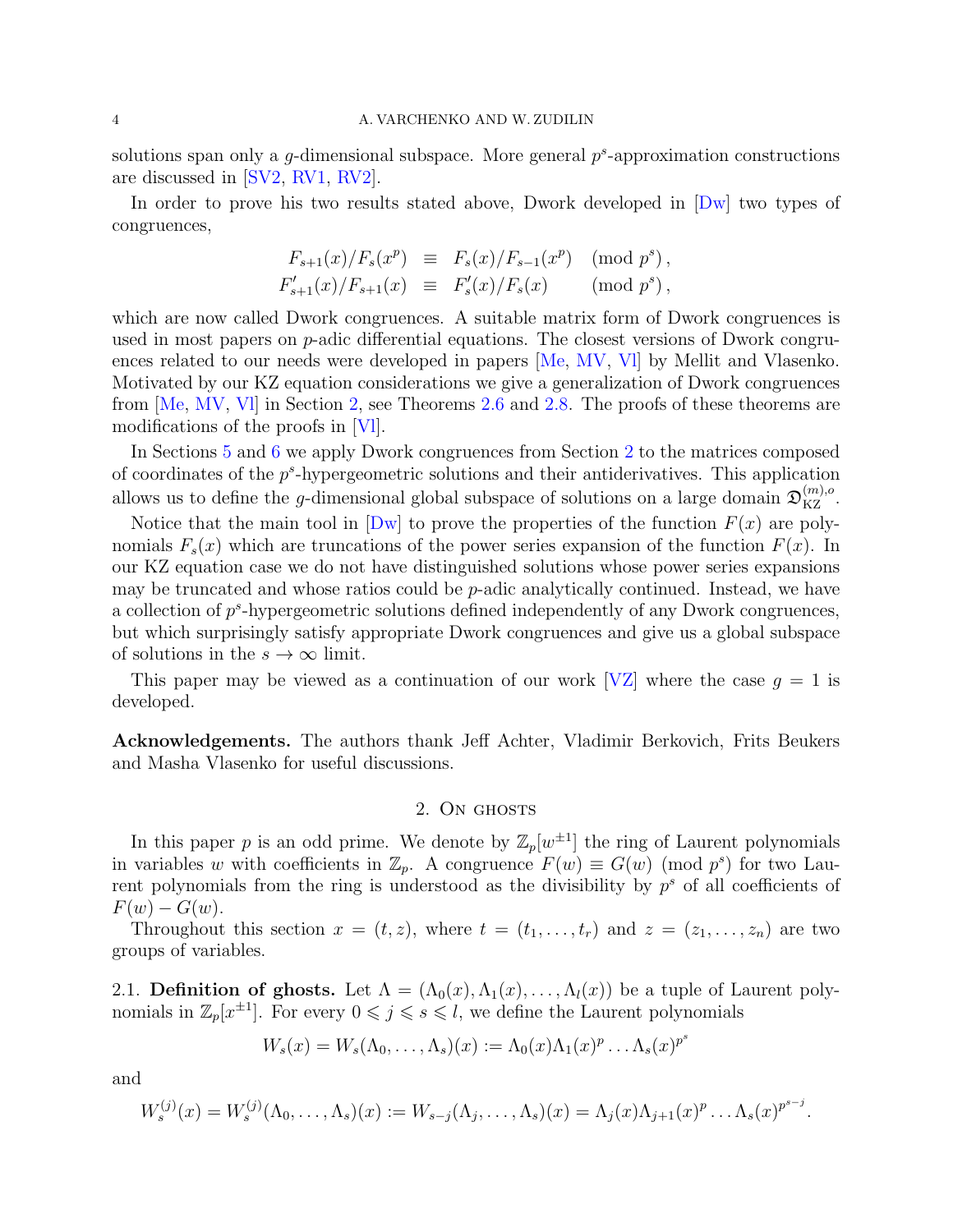solutions span only a $g$-dimensional subspace. More general $p^s$-approximation constructions are discussed in [SV2, RV1, RV2].

In order to prove his two results stated above, Dwork developed in [Dw] two types of congruences,

$$
\begin{aligned}
F_{s+1}(x)/F_s(x^p) &\equiv F_s(x)/F_{s-1}(x^p) \pmod{p^s}, \\
F'_{s+1}(x)/F_{s+1}(x) &\equiv F'_s(x)/F_s(x) \qquad \pmod{p^s},
\end{aligned}
$$

which are now called Dwork congruences. A suitable matrix form of Dwork congruences is used in most papers on $p$-adic differential equations. The closest versions of Dwork congruences related to our needs were developed in papers [Me, MV, Vl] by Mellit and Vlasenko. Motivated by our KZ equation considerations we give a generalization of Dwork congruences from [Me, MV, Vl] in Section 2, see Theorems 2.6 and 2.8. The proofs of these theorems are modifications of the proofs in [Vl].

In Sections 5 and 6 we apply Dwork congruences from Section 2 to the matrices composed of coordinates of the $p^s$-hypergeometric solutions and their antiderivatives. This application allows us to define the $g$-dimensional global subspace of solutions on a large domain $\mathfrak{D}^{(m),o}_{\mathrm{KZ}}$.

Notice that the main tool in [Dw] to prove the properties of the function $F(x)$ are polynomials $F_s(x)$ which are truncations of the power series expansion of the function $F(x)$. In our KZ equation case we do not have distinguished solutions whose power series expansions may be truncated and whose ratios could be $p$-adic analytically continued. Instead, we have a collection of $p^s$-hypergeometric solutions defined independently of any Dwork congruences, but which surprisingly satisfy appropriate Dwork congruences and give us a global subspace of solutions in the $s \to \infty$ limit.

This paper may be viewed as a continuation of our work [VZ] where the case $g = 1$ is developed.

**Acknowledgements.** The authors thank Jeff Achter, Vladimir Berkovich, Frits Beukers and Masha Vlasenko for useful discussions.

## 2. On ghosts

In this paper $p$ is an odd prime. We denote by $\mathbb{Z}_p[w^{\pm1}]$ the ring of Laurent polynomials in variables $w$ with coefficients in $\mathbb{Z}_p$. A congruence $F(w) \equiv G(w) \pmod{p^s}$ for two Laurent polynomials from the ring is understood as the divisibility by $p^s$ of all coefficients of $F(w) - G(w)$.

Throughout this section $x = (t, z)$, where $t = (t_1, \dots, t_r)$ and $z = (z_1, \dots, z_n)$ are two groups of variables.

2.1. **Definition of ghosts.** Let $\Lambda = (\Lambda_0(x), \Lambda_1(x), \dots, \Lambda_l(x))$ be a tuple of Laurent polynomials in $\mathbb{Z}_p[x^{\pm1}]$. For every $0 \leqslant j \leqslant s \leqslant l$, we define the Laurent polynomials

$$
W_s(x) = W_s(\Lambda_0, \dots, \Lambda_s)(x) := \Lambda_0(x)\Lambda_1(x)^p \dots \Lambda_s(x)^{p^s}
$$

and

$$
W_s^{(j)}(x) = W_s^{(j)}(\Lambda_0, \dots, \Lambda_s)(x) := W_{s-j}(\Lambda_j, \dots, \Lambda_s)(x) = \Lambda_j(x)\Lambda_{j+1}(x)^p \dots \Lambda_s(x)^{p^{s-j}}.
$$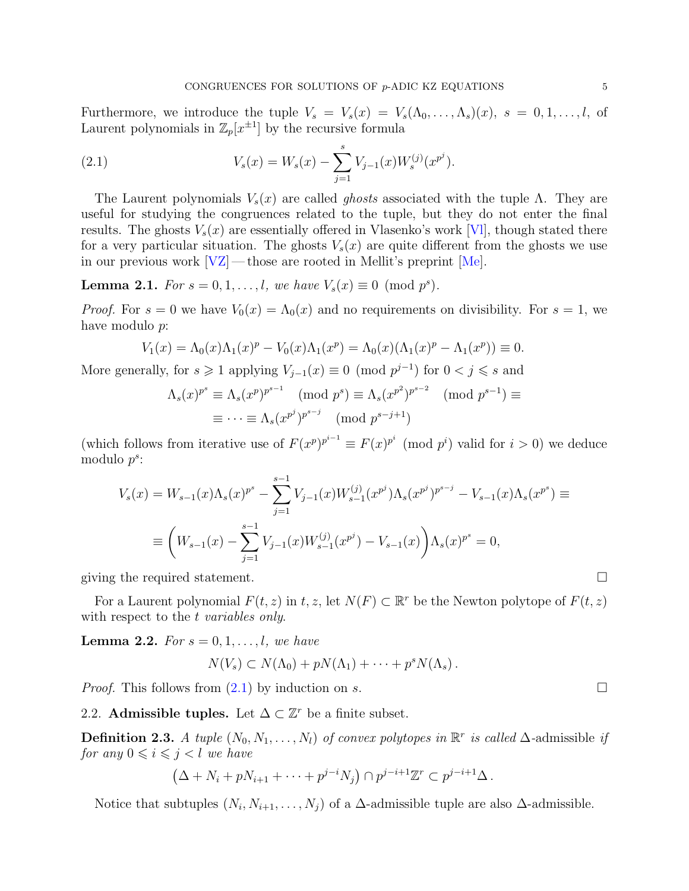Furthermore, we introduce the tuple $V_s = V_s(x) = V_s(\Lambda_0,\dots,\Lambda_s)(x)$, $s = 0,1,\dots,l$, of Laurent polynomials in $\mathbb{Z}_p[x^{\pm 1}]$ by the recursive formula

$$V_s(x) = W_s(x) - \sum_{j=1}^{s} V_{j-1}(x) W_s^{(j)}(x^{p^j}). \tag{2.1}$$

The Laurent polynomials $V_s(x)$ are called *ghosts* associated with the tuple $\Lambda$. They are useful for studying the congruences related to the tuple, but they do not enter the final results. The ghosts $V_s(x)$ are essentially offered in Vlasenko's work [Vl], though stated there for a very particular situation. The ghosts $V_s(x)$ are quite different from the ghosts we use in our previous work [VZ] — those are rooted in Mellit's preprint [Me].

**Lemma 2.1.** *For $s = 0,1,\dots,l$, we have $V_s(x) \equiv 0 \pmod{p^s}$.*

*Proof.* For $s = 0$ we have $V_0(x) = \Lambda_0(x)$ and no requirements on divisibility. For $s = 1$, we have modulo $p$:

$$V_1(x) = \Lambda_0(x)\Lambda_1(x)^p - V_0(x)\Lambda_1(x^p) = \Lambda_0(x)(\Lambda_1(x)^p - \Lambda_1(x^p)) \equiv 0.$$

More generally, for $s \geqslant 1$ applying $V_{j-1}(x) \equiv 0 \pmod{p^{j-1}}$ for $0 < j \leqslant s$ and

$$\begin{aligned}\Lambda_s(x)^{p^s} &\equiv \Lambda_s(x^p)^{p^{s-1}} \pmod{p^s} \equiv \Lambda_s(x^{p^2})^{p^{s-2}} \pmod{p^{s-1}} \equiv \\ &\equiv \dots \equiv \Lambda_s(x^{p^j})^{p^{s-j}} \pmod{p^{s-j+1}}\end{aligned}$$

(which follows from iterative use of $F(x^p)^{p^{i-1}} \equiv F(x)^{p^i} \pmod{p^i}$ valid for $i > 0$) we deduce modulo $p^s$:

$$\begin{aligned}V_s(x) &= W_{s-1}(x)\Lambda_s(x)^{p^s} - \sum_{j=1}^{s-1} V_{j-1}(x) W_{s-1}^{(j)}(x^{p^j})\Lambda_s(x^{p^j})^{p^{s-j}} - V_{s-1}(x)\Lambda_s(x^{p^s}) \equiv \\ &\equiv \bigg( W_{s-1}(x) - \sum_{j=1}^{s-1} V_{j-1}(x) W_{s-1}^{(j)}(x^{p^j}) - V_{s-1}(x) \bigg) \Lambda_s(x)^{p^s} = 0,\end{aligned}$$

giving the required statement. □

For a Laurent polynomial $F(t,z)$ in $t,z$, let $N(F) \subset \mathbb{R}^r$ be the Newton polytope of $F(t,z)$ with respect to the $t$ *variables only*.

**Lemma 2.2.** *For $s = 0,1,\dots,l$, we have*

$$N(V_s) \subset N(\Lambda_0) + pN(\Lambda_1) + \dots + p^s N(\Lambda_s).$$

*Proof.* This follows from (2.1) by induction on $s$. □

2.2. **Admissible tuples.** Let $\Delta \subset \mathbb{Z}^r$ be a finite subset.

**Definition 2.3.** *A tuple $(N_0, N_1, \dots, N_l)$ of convex polytopes in $\mathbb{R}^r$ is called* $\Delta$-admissible *if for any $0 \leqslant i \leqslant j < l$ we have*

$$\big(\Delta + N_i + pN_{i+1} + \dots + p^{j-i}N_j\big) \cap p^{j-i+1}\mathbb{Z}^r \subset p^{j-i+1}\Delta.$$

Notice that subtuples $(N_i, N_{i+1}, \dots, N_j)$ of a $\Delta$-admissible tuple are also $\Delta$-admissible.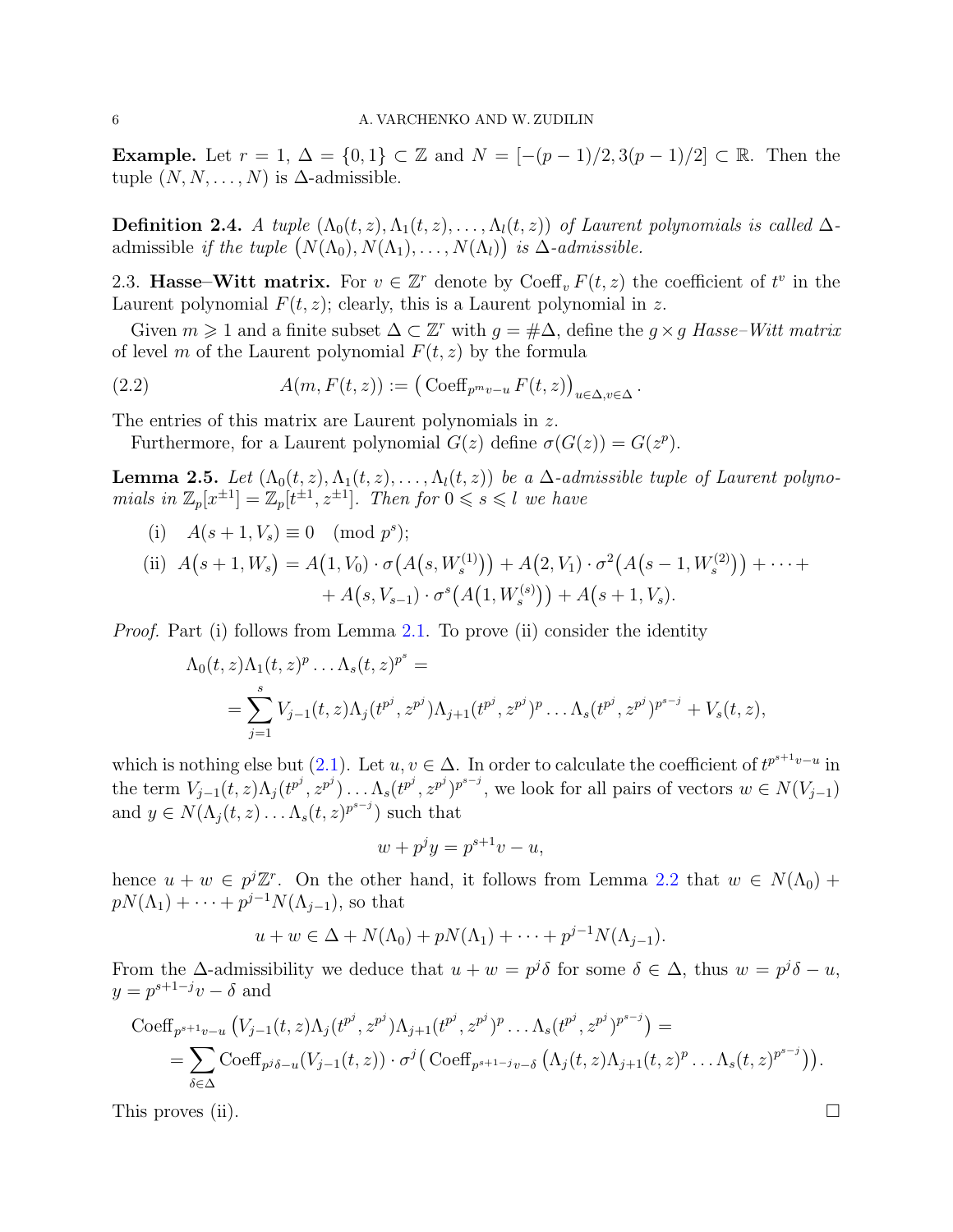**Example.** Let $r = 1$, $\Delta = \{0, 1\} \subset \mathbb{Z}$ and $N = [-(p-1)/2, 3(p-1)/2] \subset \mathbb{R}$. Then the tuple $(N, N, \dots, N)$ is $\Delta$-admissible.

**Definition 2.4.** *A tuple $(\Lambda_0(t,z), \Lambda_1(t,z), \dots, \Lambda_l(t,z))$ of Laurent polynomials is called* $\Delta$-admissible *if the tuple $\big(N(\Lambda_0), N(\Lambda_1), \dots, N(\Lambda_l)\big)$ is $\Delta$-admissible.*

2.3. **Hasse–Witt matrix.** For $v \in \mathbb{Z}^r$ denote by $\operatorname{Coeff}_v F(t,z)$ the coefficient of $t^v$ in the Laurent polynomial $F(t,z)$; clearly, this is a Laurent polynomial in $z$.

Given $m \geqslant 1$ and a finite subset $\Delta \subset \mathbb{Z}^r$ with $g = \#\Delta$, define the $g \times g$ *Hasse–Witt matrix* of level $m$ of the Laurent polynomial $F(t,z)$ by the formula

$$A(m, F(t,z)) := \big(\operatorname{Coeff}_{p^m v - u} F(t,z)\big)_{u \in \Delta, v \in \Delta}. \tag{2.2}$$

The entries of this matrix are Laurent polynomials in $z$.

Furthermore, for a Laurent polynomial $G(z)$ define $\sigma(G(z)) = G(z^p)$.

**Lemma 2.5.** *Let $(\Lambda_0(t,z), \Lambda_1(t,z), \dots, \Lambda_l(t,z))$ be a $\Delta$-admissible tuple of Laurent polynomials in $\mathbb{Z}_p[x^{\pm 1}] = \mathbb{Z}_p[t^{\pm 1}, z^{\pm 1}]$. Then for $0 \leqslant s \leqslant l$ we have*

(i) $A(s+1, V_s) \equiv 0 \pmod{p^s}$;

(ii) $A\big(s+1, W_s\big) = A\big(1, V_0\big) \cdot \sigma\big(A\big(s, W_s^{(1)}\big)\big) + A\big(2, V_1\big) \cdot \sigma^2\big(A\big(s-1, W_s^{(2)}\big)\big) + \dots +$
$\qquad + A\big(s, V_{s-1}\big) \cdot \sigma^s\big(A\big(1, W_s^{(s)}\big)\big) + A\big(s+1, V_s\big).$

*Proof.* Part (i) follows from Lemma 2.1. To prove (ii) consider the identity

$$\begin{aligned}
&\Lambda_0(t,z)\Lambda_1(t,z)^p \dots \Lambda_s(t,z)^{p^s} = \\
&\quad = \sum_{j=1}^{s} V_{j-1}(t,z)\Lambda_j(t^{p^j}, z^{p^j})\Lambda_{j+1}(t^{p^j}, z^{p^j})^p \dots \Lambda_s(t^{p^j}, z^{p^j})^{p^{s-j}} + V_s(t,z),
\end{aligned}$$

which is nothing else but (2.1). Let $u, v \in \Delta$. In order to calculate the coefficient of $t^{p^{s+1}v-u}$ in the term $V_{j-1}(t,z)\Lambda_j(t^{p^j}, z^{p^j}) \dots \Lambda_s(t^{p^j}, z^{p^j})^{p^{s-j}}$, we look for all pairs of vectors $w \in N(V_{j-1})$ and $y \in N(\Lambda_j(t,z) \dots \Lambda_s(t,z)^{p^{s-j}})$ such that

$$w + p^j y = p^{s+1} v - u,$$

hence $u + w \in p^j \mathbb{Z}^r$. On the other hand, it follows from Lemma 2.2 that $w \in N(\Lambda_0) + pN(\Lambda_1) + \dots + p^{j-1}N(\Lambda_{j-1})$, so that

$$u + w \in \Delta + N(\Lambda_0) + pN(\Lambda_1) + \dots + p^{j-1}N(\Lambda_{j-1}).$$

From the $\Delta$-admissibility we deduce that $u + w = p^j \delta$ for some $\delta \in \Delta$, thus $w = p^j \delta - u$, $y = p^{s+1-j} v - \delta$ and

$$\begin{aligned}
&\operatorname{Coeff}_{p^{s+1}v-u}\big(V_{j-1}(t,z)\Lambda_j(t^{p^j}, z^{p^j})\Lambda_{j+1}(t^{p^j}, z^{p^j})^p \dots \Lambda_s(t^{p^j}, z^{p^j})^{p^{s-j}}\big) = \\
&\quad = \sum_{\delta \in \Delta} \operatorname{Coeff}_{p^j\delta - u}(V_{j-1}(t,z)) \cdot \sigma^j\big(\operatorname{Coeff}_{p^{s+1-j}v-\delta}\big(\Lambda_j(t,z)\Lambda_{j+1}(t,z)^p \dots \Lambda_s(t,z)^{p^{s-j}}\big)\big).
\end{aligned}$$

This proves (ii). $\square$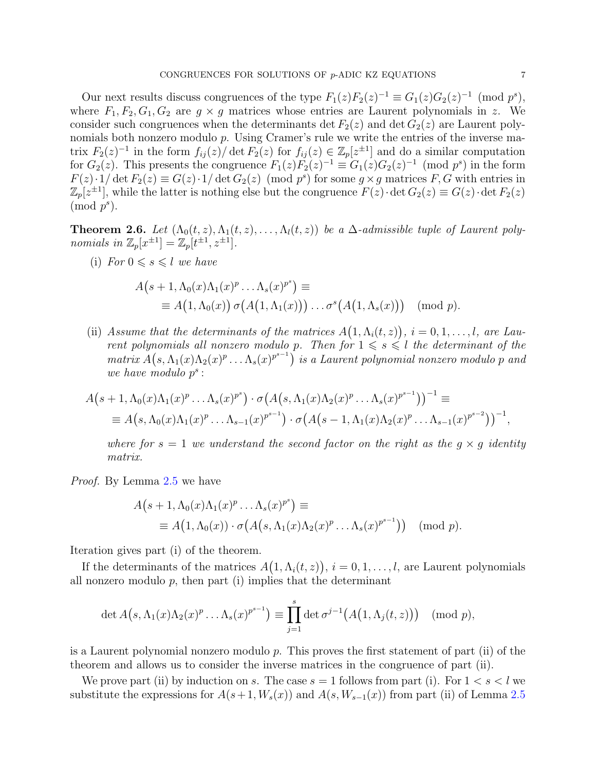Our next results discuss congruences of the type $F_1(z)F_2(z)^{-1} \equiv G_1(z)G_2(z)^{-1} \pmod{p^s}$, where $F_1, F_2, G_1, G_2$ are $g \times g$ matrices whose entries are Laurent polynomials in $z$. We consider such congruences when the determinants $\det F_2(z)$ and $\det G_2(z)$ are Laurent polynomials both nonzero modulo $p$. Using Cramer's rule we write the entries of the inverse matrix $F_2(z)^{-1}$ in the form $f_{ij}(z)/\det F_2(z)$ for $f_{ij}(z) \in \mathbb{Z}_p[z^{\pm 1}]$ and do a similar computation for $G_2(z)$. This presents the congruence $F_1(z)F_2(z)^{-1} \equiv G_1(z)G_2(z)^{-1} \pmod{p^s}$ in the form $F(z)\cdot 1/\det F_2(z) \equiv G(z)\cdot 1/\det G_2(z) \pmod{p^s}$ for some $g\times g$ matrices $F, G$ with entries in $\mathbb{Z}_p[z^{\pm 1}]$, while the latter is nothing else but the congruence $F(z)\cdot \det G_2(z) \equiv G(z)\cdot \det F_2(z) \pmod{p^s}$.

**Theorem 2.6.** *Let $(\Lambda_0(t,z), \Lambda_1(t,z), \dots, \Lambda_l(t,z))$ be a $\Delta$-admissible tuple of Laurent polynomials in $\mathbb{Z}_p[x^{\pm 1}] = \mathbb{Z}_p[t^{\pm 1}, z^{\pm 1}]$.*

(i) *For $0 \leqslant s \leqslant l$ we have*

$$A\big(s+1, \Lambda_0(x)\Lambda_1(x)^p \dots \Lambda_s(x)^{p^s}\big) \equiv \\ \equiv A\big(1, \Lambda_0(x)\big)\, \sigma\big(A\big(1,\Lambda_1(x)\big)\big) \dots \sigma^s\big(A\big(1,\Lambda_s(x)\big)\big) \pmod{p}.$$

(ii) *Assume that the determinants of the matrices $A\big(1, \Lambda_i(t,z)\big)$, $i = 0,1,\dots,l$, are Laurent polynomials all nonzero modulo $p$. Then for $1 \leqslant s \leqslant l$ the determinant of the matrix $A\big(s, \Lambda_1(x)\Lambda_2(x)^p \dots \Lambda_s(x)^{p^{s-1}}\big)$ is a Laurent polynomial nonzero modulo $p$ and we have modulo $p^s$:*

$$A\big(s+1, \Lambda_0(x)\Lambda_1(x)^p \dots \Lambda_s(x)^{p^s}\big) \cdot \sigma\big(A\big(s, \Lambda_1(x)\Lambda_2(x)^p \dots \Lambda_s(x)^{p^{s-1}}\big)\big)^{-1} \equiv \\ \equiv A\big(s, \Lambda_0(x)\Lambda_1(x)^p \dots \Lambda_{s-1}(x)^{p^{s-1}}\big) \cdot \sigma\big(A\big(s-1, \Lambda_1(x)\Lambda_2(x)^p \dots \Lambda_{s-1}(x)^{p^{s-2}}\big)\big)^{-1},$$

*where for $s=1$ we understand the second factor on the right as the $g \times g$ identity matrix.*

*Proof.* By Lemma 2.5 we have

$$A\big(s+1, \Lambda_0(x)\Lambda_1(x)^p \dots \Lambda_s(x)^{p^s}\big) \equiv \\ \equiv A\big(1, \Lambda_0(x)\big) \cdot \sigma\big(A\big(s, \Lambda_1(x)\Lambda_2(x)^p \dots \Lambda_s(x)^{p^{s-1}}\big)\big) \pmod{p}.$$

Iteration gives part (i) of the theorem.

If the determinants of the matrices $A\big(1, \Lambda_i(t,z)\big)$, $i = 0,1,\dots,l$, are Laurent polynomials all nonzero modulo $p$, then part (i) implies that the determinant

$$\det A\big(s, \Lambda_1(x)\Lambda_2(x)^p \dots \Lambda_s(x)^{p^{s-1}}\big) \equiv \prod_{j=1}^{s} \det \sigma^{j-1}\big(A\big(1, \Lambda_j(t,z)\big)\big) \pmod{p},$$

is a Laurent polynomial nonzero modulo $p$. This proves the first statement of part (ii) of the theorem and allows us to consider the inverse matrices in the congruence of part (ii).

We prove part (ii) by induction on $s$. The case $s = 1$ follows from part (i). For $1 < s < l$ we substitute the expressions for $A(s+1, W_s(x))$ and $A(s, W_{s-1}(x))$ from part (ii) of Lemma 2.5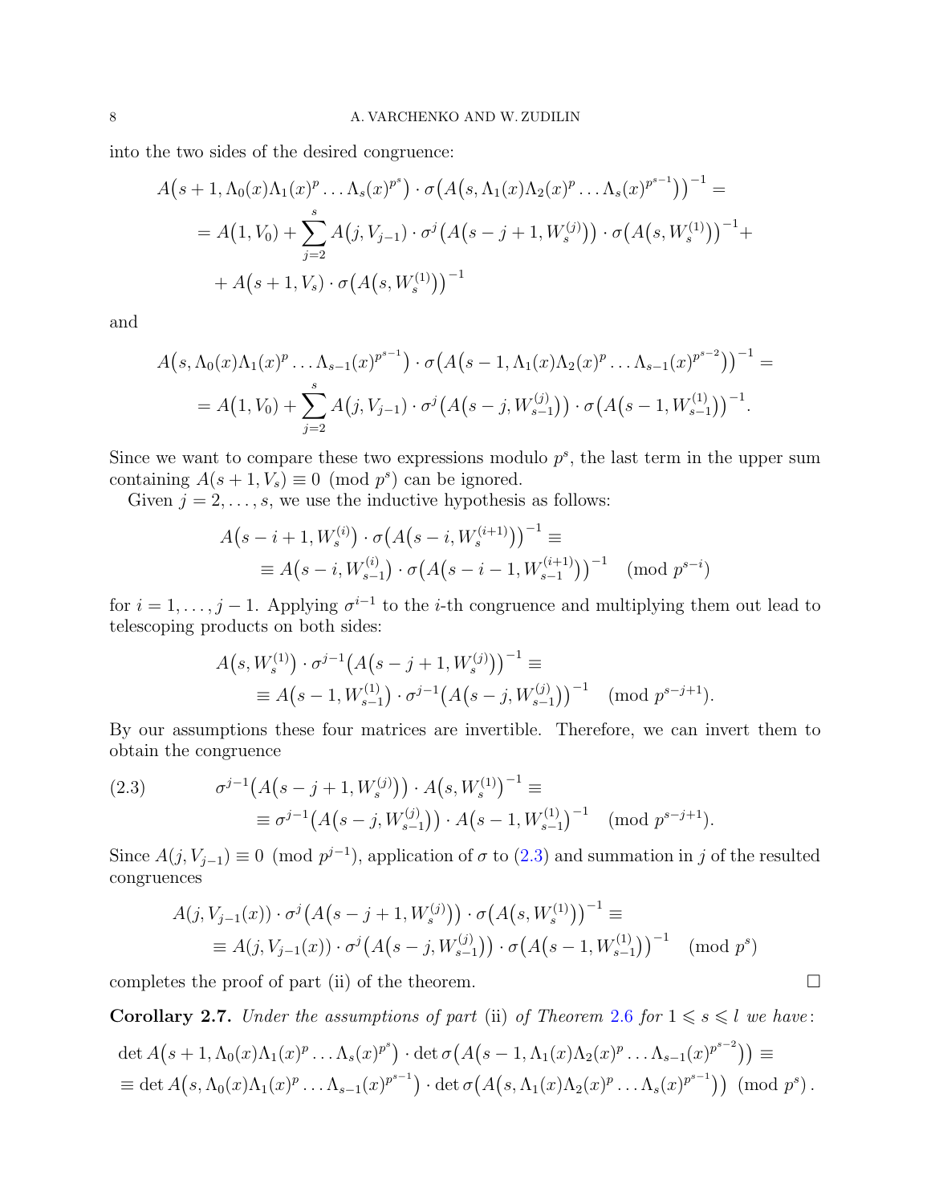into the two sides of the desired congruence:

$$
\begin{aligned}
&A\big(s+1, \Lambda_0(x)\Lambda_1(x)^p \dots \Lambda_s(x)^{p^s}\big) \cdot \sigma\big(A\big(s, \Lambda_1(x)\Lambda_2(x)^p \dots \Lambda_s(x)^{p^{s-1}}\big)\big)^{-1} = \\
&\quad = A\big(1, V_0\big) + \sum_{j=2}^{s} A\big(j, V_{j-1}\big) \cdot \sigma^j\big(A\big(s-j+1, W_s^{(j)}\big)\big) \cdot \sigma\big(A\big(s, W_s^{(1)}\big)\big)^{-1} + \\
&\quad\quad + A\big(s+1, V_s\big) \cdot \sigma\big(A\big(s, W_s^{(1)}\big)\big)^{-1}
\end{aligned}
$$

and

$$
\begin{aligned}
&A\big(s, \Lambda_0(x)\Lambda_1(x)^p \dots \Lambda_{s-1}(x)^{p^{s-1}}\big) \cdot \sigma\big(A\big(s-1, \Lambda_1(x)\Lambda_2(x)^p \dots \Lambda_{s-1}(x)^{p^{s-2}}\big)\big)^{-1} = \\
&\quad = A\big(1, V_0\big) + \sum_{j=2}^{s} A\big(j, V_{j-1}\big) \cdot \sigma^j\big(A\big(s-j, W_{s-1}^{(j)}\big)\big) \cdot \sigma\big(A\big(s-1, W_{s-1}^{(1)}\big)\big)^{-1}.
\end{aligned}
$$

Since we want to compare these two expressions modulo $p^s$, the last term in the upper sum containing $A(s+1, V_s) \equiv 0 \pmod{p^s}$ can be ignored.

Given $j = 2, \dots, s$, we use the inductive hypothesis as follows:

$$
\begin{aligned}
&A\big(s-i+1, W_s^{(i)}\big) \cdot \sigma\big(A\big(s-i, W_s^{(i+1)}\big)\big)^{-1} \equiv \\
&\quad \equiv A\big(s-i, W_{s-1}^{(i)}\big) \cdot \sigma\big(A\big(s-i-1, W_{s-1}^{(i+1)}\big)\big)^{-1} \pmod{p^{s-i}}
\end{aligned}
$$

for $i = 1, \dots, j-1$. Applying $\sigma^{i-1}$ to the $i$-th congruence and multiplying them out lead to telescoping products on both sides:

$$
\begin{aligned}
&A\big(s, W_s^{(1)}\big) \cdot \sigma^{j-1}\big(A\big(s-j+1, W_s^{(j)}\big)\big)^{-1} \equiv \\
&\quad \equiv A\big(s-1, W_{s-1}^{(1)}\big) \cdot \sigma^{j-1}\big(A\big(s-j, W_{s-1}^{(j)}\big)\big)^{-1} \pmod{p^{s-j+1}}.
\end{aligned}
$$

By our assumptions these four matrices are invertible. Therefore, we can invert them to obtain the congruence

$$
\begin{aligned}
&\sigma^{j-1}\big(A\big(s-j+1, W_s^{(j)}\big)\big) \cdot A\big(s, W_s^{(1)}\big)^{-1} \equiv \\
&\quad \equiv \sigma^{j-1}\big(A\big(s-j, W_{s-1}^{(j)}\big)\big) \cdot A\big(s-1, W_{s-1}^{(1)}\big)^{-1} \pmod{p^{s-j+1}}.
\end{aligned}
\tag{2.3}
$$

Since $A(j, V_{j-1}) \equiv 0 \pmod{p^{j-1}}$, application of $\sigma$ to (2.3) and summation in $j$ of the resulted congruences

$$
\begin{aligned}
&A(j, V_{j-1}(x)) \cdot \sigma^j\big(A\big(s-j+1, W_s^{(j)}\big)\big) \cdot \sigma\big(A\big(s, W_s^{(1)}\big)\big)^{-1} \equiv \\
&\quad \equiv A(j, V_{j-1}(x)) \cdot \sigma^j\big(A\big(s-j, W_{s-1}^{(j)}\big)\big) \cdot \sigma\big(A\big(s-1, W_{s-1}^{(1)}\big)\big)^{-1} \pmod{p^s}
\end{aligned}
$$

completes the proof of part (ii) of the theorem. $\square$

**Corollary 2.7.** *Under the assumptions of part* (ii) *of Theorem 2.6 for $1 \leqslant s \leqslant l$ we have:*

$$
\begin{aligned}
&\det A\big(s+1, \Lambda_0(x)\Lambda_1(x)^p \dots \Lambda_s(x)^{p^s}\big) \cdot \det \sigma\big(A\big(s-1, \Lambda_1(x)\Lambda_2(x)^p \dots \Lambda_{s-1}(x)^{p^{s-2}}\big)\big) \equiv \\
&\equiv \det A\big(s, \Lambda_0(x)\Lambda_1(x)^p \dots \Lambda_{s-1}(x)^{p^{s-1}}\big) \cdot \det \sigma\big(A\big(s, \Lambda_1(x)\Lambda_2(x)^p \dots \Lambda_s(x)^{p^{s-1}}\big)\big) \pmod{p^s}.
\end{aligned}
$$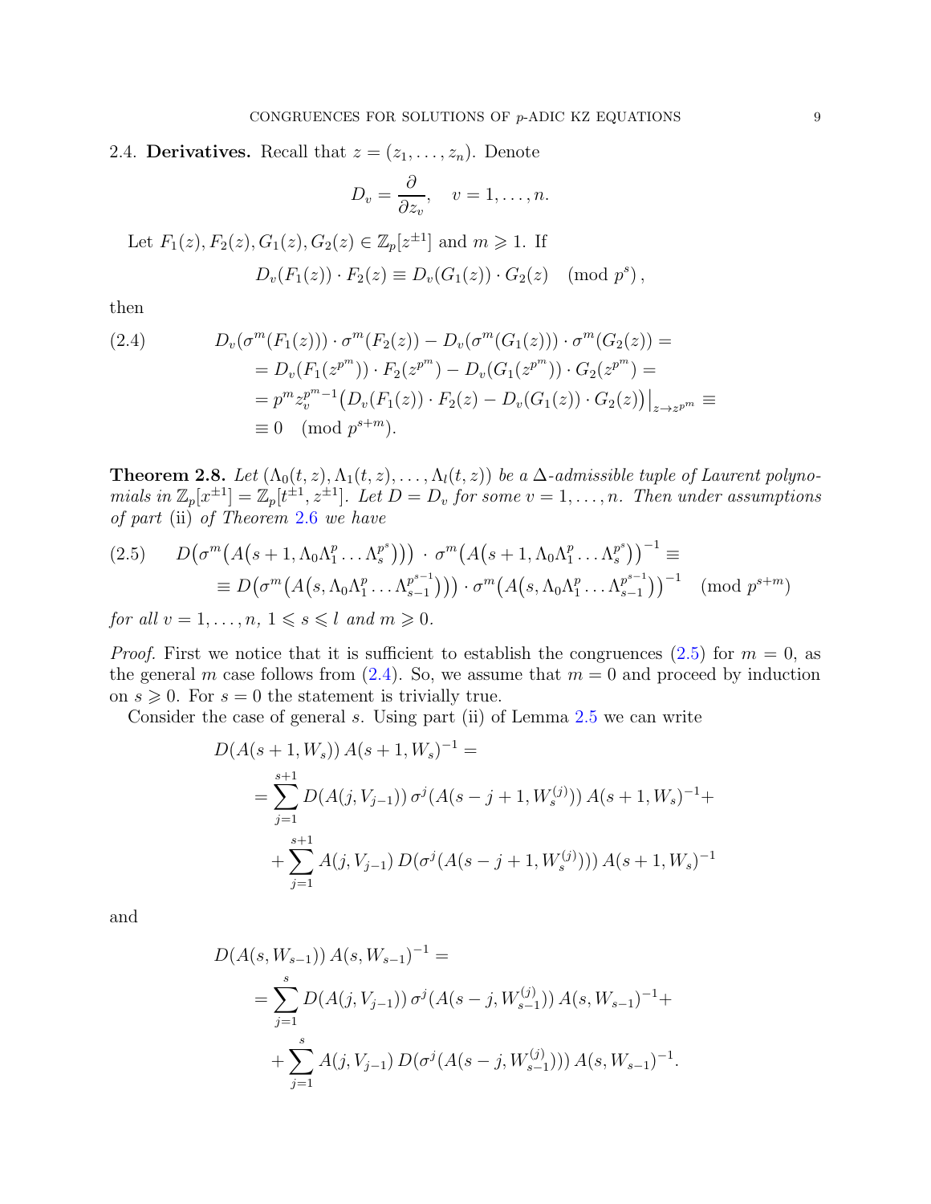2.4. **Derivatives.** Recall that $z = (z_1, \dots, z_n)$. Denote

$$D_v = \frac{\partial}{\partial z_v}, \quad v = 1, \dots, n.$$

Let $F_1(z), F_2(z), G_1(z), G_2(z) \in \mathbb{Z}_p[z^{\pm 1}]$ and $m \geqslant 1$. If

$$D_v(F_1(z)) \cdot F_2(z) \equiv D_v(G_1(z)) \cdot G_2(z) \pmod{p^s},$$

then

$$\begin{aligned}
(2.4) \qquad & D_v(\sigma^m(F_1(z))) \cdot \sigma^m(F_2(z)) - D_v(\sigma^m(G_1(z))) \cdot \sigma^m(G_2(z)) = \\
&= D_v(F_1(z^{p^m})) \cdot F_2(z^{p^m}) - D_v(G_1(z^{p^m})) \cdot G_2(z^{p^m}) = \\
&= p^m z_v^{p^m-1} \big( D_v(F_1(z)) \cdot F_2(z) - D_v(G_1(z)) \cdot G_2(z) \big)\big|_{z \to z^{p^m}} \equiv \\
&\equiv 0 \pmod{p^{s+m}}.
\end{aligned}$$

**Theorem 2.8.** *Let $(\Lambda_0(t,z), \Lambda_1(t,z), \dots, \Lambda_l(t,z))$ be a $\Delta$-admissible tuple of Laurent polynomials in $\mathbb{Z}_p[x^{\pm 1}] = \mathbb{Z}_p[t^{\pm 1}, z^{\pm 1}]$. Let $D = D_v$ for some $v = 1, \dots, n$. Then under assumptions of part* (ii) *of Theorem 2.6 we have*

$$\begin{aligned}
(2.5) \qquad & D\big(\sigma^m\big(A\big(s+1, \Lambda_0 \Lambda_1^p \dots \Lambda_s^{p^s}\big)\big)\big) \cdot \sigma^m\big(A\big(s+1, \Lambda_0 \Lambda_1^p \dots \Lambda_s^{p^s}\big)\big)^{-1} \equiv \\
&\equiv D\big(\sigma^m\big(A\big(s, \Lambda_0 \Lambda_1^p \dots \Lambda_{s-1}^{p^{s-1}}\big)\big)\big) \cdot \sigma^m\big(A\big(s, \Lambda_0 \Lambda_1^p \dots \Lambda_{s-1}^{p^{s-1}}\big)\big)^{-1} \pmod{p^{s+m}}
\end{aligned}$$

*for all $v = 1, \dots, n$, $1 \leqslant s \leqslant l$ and $m \geqslant 0$.*

*Proof.* First we notice that it is sufficient to establish the congruences (2.5) for $m = 0$, as the general $m$ case follows from (2.4). So, we assume that $m = 0$ and proceed by induction on $s \geqslant 0$. For $s = 0$ the statement is trivially true.

Consider the case of general $s$. Using part (ii) of Lemma 2.5 we can write

$$\begin{aligned}
& D(A(s+1, W_s))\, A(s+1, W_s)^{-1} = \\
&= \sum_{j=1}^{s+1} D(A(j, V_{j-1}))\, \sigma^j(A(s-j+1, W_s^{(j)}))\, A(s+1, W_s)^{-1} + \\
&\quad + \sum_{j=1}^{s+1} A(j, V_{j-1})\, D(\sigma^j(A(s-j+1, W_s^{(j)})))\, A(s+1, W_s)^{-1}
\end{aligned}$$

and

$$\begin{aligned}
& D(A(s, W_{s-1}))\, A(s, W_{s-1})^{-1} = \\
&= \sum_{j=1}^{s} D(A(j, V_{j-1}))\, \sigma^j(A(s-j, W_{s-1}^{(j)}))\, A(s, W_{s-1})^{-1} + \\
&\quad + \sum_{j=1}^{s} A(j, V_{j-1})\, D(\sigma^j(A(s-j, W_{s-1}^{(j)})))\, A(s, W_{s-1})^{-1}.
\end{aligned}$$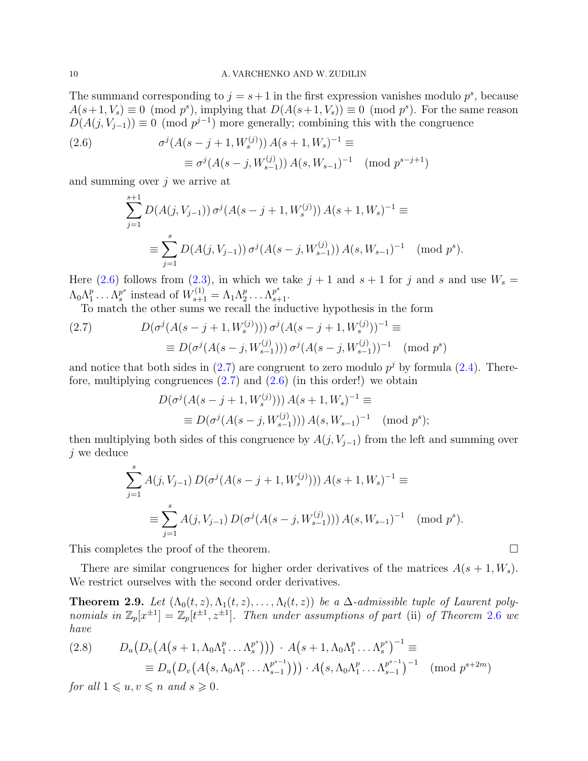The summand corresponding to $j = s+1$ in the first expression vanishes modulo $p^s$, because $A(s+1, V_s) \equiv 0 \pmod{p^s}$, implying that $D(A(s+1, V_s)) \equiv 0 \pmod{p^s}$. For the same reason $D(A(j, V_{j-1})) \equiv 0 \pmod{p^{j-1}}$ more generally; combining this with the congruence

$$\begin{aligned}
\sigma^j(A(s-j+1, W_s^{(j)}))\, A(s+1, W_s)^{-1} &\equiv \\
&\equiv \sigma^j(A(s-j, W_{s-1}^{(j)}))\, A(s, W_{s-1})^{-1} \pmod{p^{s-j+1}}
\end{aligned} \tag{2.6}$$

and summing over $j$ we arrive at

$$\begin{aligned}
\sum_{j=1}^{s+1} D(A(j, V_{j-1}))\, \sigma^j(A(s-j+1, W_s^{(j)}))\, A(s+1, W_s)^{-1} &\equiv \\
\equiv \sum_{j=1}^{s} D(A(j, V_{j-1}))\, \sigma^j(A(s-j, W_{s-1}^{(j)}))\, A(s, W_{s-1})^{-1} &\pmod{p^s}.
\end{aligned}$$

Here (2.6) follows from (2.3), in which we take $j+1$ and $s+1$ for $j$ and $s$ and use $W_s = \Lambda_0 \Lambda_1^p \dots \Lambda_s^{p^s}$ instead of $W_{s+1}^{(1)} = \Lambda_1 \Lambda_2^p \dots \Lambda_{s+1}^{p^s}$.

To match the other sums we recall the inductive hypothesis in the form

$$\begin{aligned}
D(\sigma^j(A(s-j+1, W_s^{(j)})))\, \sigma^j(A(s-j+1, W_s^{(j)}))^{-1} &\equiv \\
\equiv D(\sigma^j(A(s-j, W_{s-1}^{(j)})))\, \sigma^j(A(s-j, W_{s-1}^{(j)}))^{-1} &\pmod{p^s}
\end{aligned} \tag{2.7}$$

and notice that both sides in (2.7) are congruent to zero modulo $p^j$ by formula (2.4). Therefore, multiplying congruences (2.7) and (2.6) (in this order!) we obtain

$$\begin{aligned}
D(\sigma^j(A(s-j+1, W_s^{(j)})))\, A(s+1, W_s)^{-1} &\equiv \\
\equiv D(\sigma^j(A(s-j, W_{s-1}^{(j)})))\, A(s, W_{s-1})^{-1} &\pmod{p^s};
\end{aligned}$$

then multiplying both sides of this congruence by $A(j, V_{j-1})$ from the left and summing over $j$ we deduce

$$\begin{aligned}
\sum_{j=1}^{s} A(j, V_{j-1})\, D(\sigma^j(A(s-j+1, W_s^{(j)})))\, A(s+1, W_s)^{-1} &\equiv \\
\equiv \sum_{j=1}^{s} A(j, V_{j-1})\, D(\sigma^j(A(s-j, W_{s-1}^{(j)})))\, A(s, W_{s-1})^{-1} &\pmod{p^s}.
\end{aligned}$$

This completes the proof of the theorem. $\square$

There are similar congruences for higher order derivatives of the matrices $A(s+1, W_s)$. We restrict ourselves with the second order derivatives.

**Theorem 2.9.** *Let $(\Lambda_0(t,z), \Lambda_1(t,z), \dots, \Lambda_l(t,z))$ be a $\Delta$-admissible tuple of Laurent polynomials in $\mathbb{Z}_p[x^{\pm 1}] = \mathbb{Z}_p[t^{\pm 1}, z^{\pm 1}]$. Then under assumptions of part* (ii) *of Theorem 2.6 we have*

$$\begin{aligned}
D_u\big(D_v\big(A\big(s+1, \Lambda_0 \Lambda_1^p \dots \Lambda_s^{p^s}\big)\big)\big) \cdot A\big(s+1, \Lambda_0 \Lambda_1^p \dots \Lambda_s^{p^s}\big)^{-1} &\equiv \\
\equiv D_u\big(D_v\big(A\big(s, \Lambda_0 \Lambda_1^p \dots \Lambda_{s-1}^{p^{s-1}}\big)\big)\big) \cdot A\big(s, \Lambda_0 \Lambda_1^p \dots \Lambda_{s-1}^{p^{s-1}}\big)^{-1} &\pmod{p^{s+2m}}
\end{aligned} \tag{2.8}$$

*for all $1 \leqslant u, v \leqslant n$ and $s \geqslant 0$.*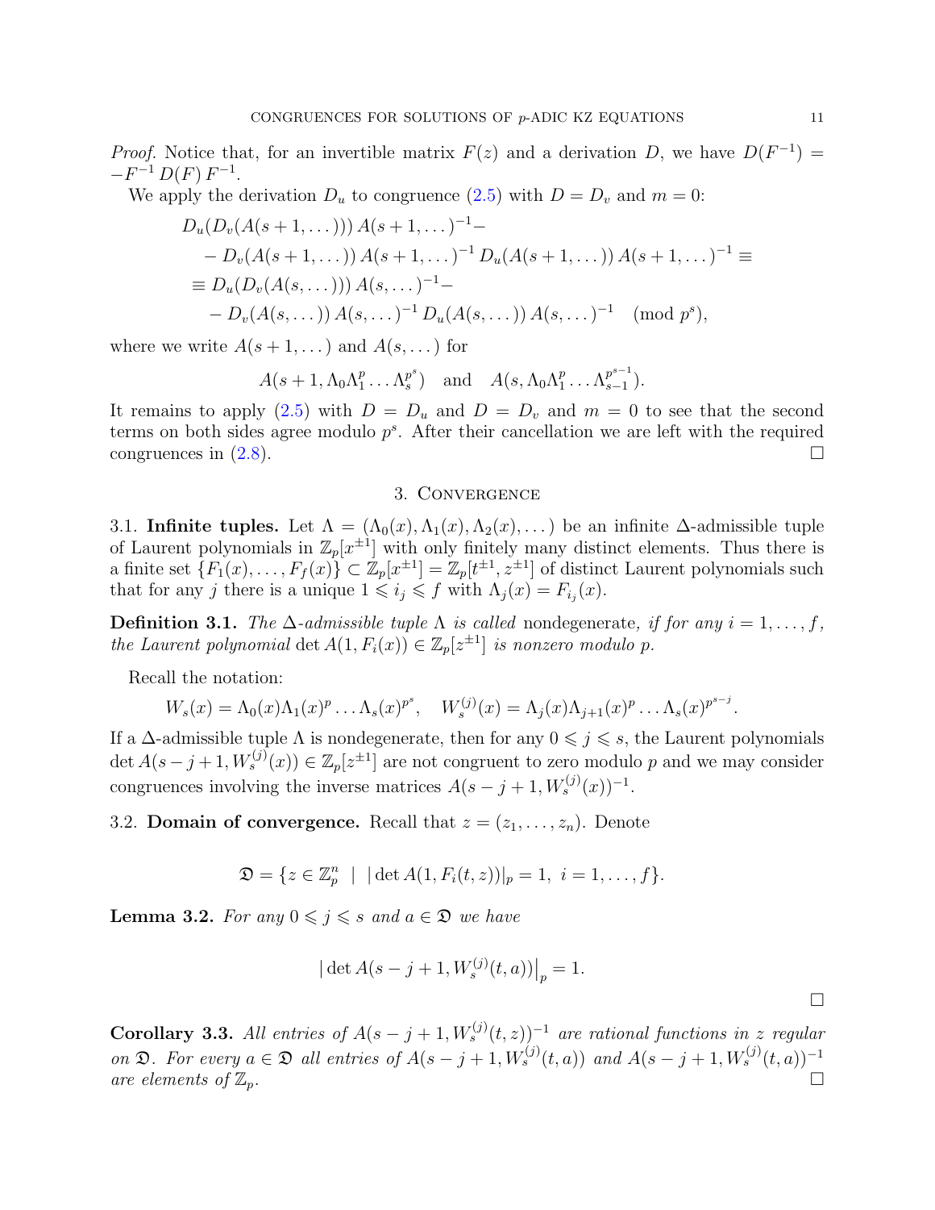*Proof.* Notice that, for an invertible matrix $F(z)$ and a derivation $D$, we have $D(F^{-1}) = -F^{-1}\,D(F)\,F^{-1}$.

We apply the derivation $D_u$ to congruence (2.5) with $D = D_v$ and $m = 0$:

$$
\begin{aligned}
&D_u(D_v(A(s+1,\dots)))\,A(s+1,\dots)^{-1}-\\
&\quad - D_v(A(s+1,\dots))\,A(s+1,\dots)^{-1}\,D_u(A(s+1,\dots))\,A(s+1,\dots)^{-1} \equiv\\
&\equiv D_u(D_v(A(s,\dots)))\,A(s,\dots)^{-1}-\\
&\quad - D_v(A(s,\dots))\,A(s,\dots)^{-1}\,D_u(A(s,\dots))\,A(s,\dots)^{-1} \pmod{p^s},
\end{aligned}
$$

where we write $A(s+1,\dots)$ and $A(s,\dots)$ for

$$
A(s+1,\Lambda_0\Lambda_1^p\dots\Lambda_s^{p^s}) \quad\text{and}\quad A(s,\Lambda_0\Lambda_1^p\dots\Lambda_{s-1}^{p^{s-1}}).
$$

It remains to apply (2.5) with $D = D_u$ and $D = D_v$ and $m = 0$ to see that the second terms on both sides agree modulo $p^s$. After their cancellation we are left with the required congruences in (2.8). $\square$

## 3. Convergence

3.1. **Infinite tuples.** Let $\Lambda = (\Lambda_0(x),\Lambda_1(x),\Lambda_2(x),\dots)$ be an infinite $\Delta$-admissible tuple of Laurent polynomials in $\mathbb{Z}_p[x^{\pm1}]$ with only finitely many distinct elements. Thus there is a finite set $\{F_1(x),\dots,F_f(x)\}\subset\mathbb{Z}_p[x^{\pm1}] = \mathbb{Z}_p[t^{\pm1},z^{\pm1}]$ of distinct Laurent polynomials such that for any $j$ there is a unique $1\leqslant i_j\leqslant f$ with $\Lambda_j(x) = F_{i_j}(x)$.

**Definition 3.1.** *The $\Delta$-admissible tuple $\Lambda$ is called* nondegenerate*, if for any $i=1,\dots,f$, the Laurent polynomial $\det A(1,F_i(x))\in\mathbb{Z}_p[z^{\pm1}]$ is nonzero modulo $p$.*

Recall the notation:

$$
W_s(x) = \Lambda_0(x)\Lambda_1(x)^p\dots\Lambda_s(x)^{p^s},\quad W_s^{(j)}(x) = \Lambda_j(x)\Lambda_{j+1}(x)^p\dots\Lambda_s(x)^{p^{s-j}}.
$$

If a $\Delta$-admissible tuple $\Lambda$ is nondegenerate, then for any $0\leqslant j\leqslant s$, the Laurent polynomials $\det A(s-j+1,W_s^{(j)}(x))\in\mathbb{Z}_p[z^{\pm1}]$ are not congruent to zero modulo $p$ and we may consider congruences involving the inverse matrices $A(s-j+1,W_s^{(j)}(x))^{-1}$.

3.2. **Domain of convergence.** Recall that $z=(z_1,\dots,z_n)$. Denote

$$
\mathfrak{D} = \{z\in\mathbb{Z}_p^n \;\mid\; |\det A(1,F_i(t,z))|_p = 1,\ i=1,\dots,f\}.
$$

**Lemma 3.2.** *For any $0\leqslant j\leqslant s$ and $a\in\mathfrak{D}$ we have*

$$
\big|\det A(s-j+1,W_s^{(j)}(t,a))\big|_p = 1.
$$

$\square$

**Corollary 3.3.** *All entries of $A(s-j+1,W_s^{(j)}(t,z))^{-1}$ are rational functions in $z$ regular on $\mathfrak{D}$. For every $a\in\mathfrak{D}$ all entries of $A(s-j+1,W_s^{(j)}(t,a))$ and $A(s-j+1,W_s^{(j)}(t,a))^{-1}$ are elements of $\mathbb{Z}_p$.* $\square$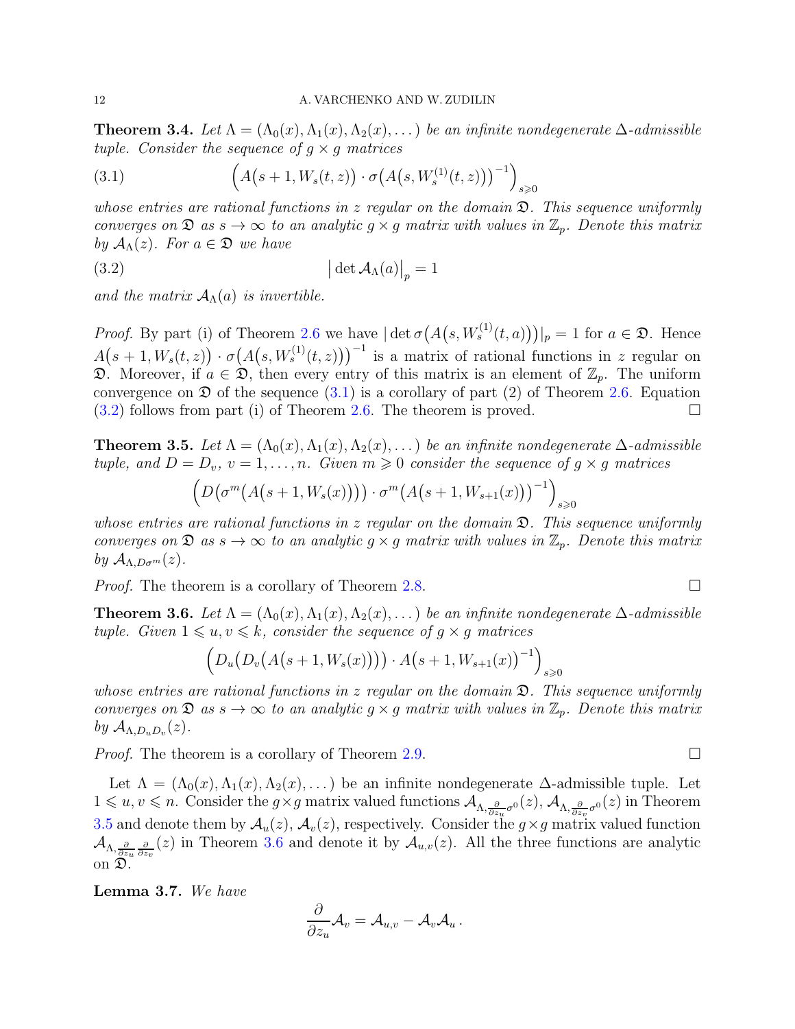**Theorem 3.4.** *Let $\Lambda = (\Lambda_0(x), \Lambda_1(x), \Lambda_2(x), \dots)$ be an infinite nondegenerate $\Delta$-admissible tuple. Consider the sequence of $g \times g$ matrices*

$$\Big( A\big(s+1, W_s(t,z)\big) \cdot \sigma\big(A\big(s, W_s^{(1)}(t,z)\big)\big)^{-1} \Big)_{s \geqslant 0} \tag{3.1}$$

*whose entries are rational functions in $z$ regular on the domain $\mathfrak{D}$. This sequence uniformly converges on $\mathfrak{D}$ as $s \to \infty$ to an analytic $g \times g$ matrix with values in $\mathbb{Z}_p$. Denote this matrix by $\mathcal{A}_\Lambda(z)$. For $a \in \mathfrak{D}$ we have*

$$\big| \det \mathcal{A}_\Lambda(a) \big|_p = 1 \tag{3.2}$$

*and the matrix $\mathcal{A}_\Lambda(a)$ is invertible.*

*Proof.* By part (i) of Theorem 2.6 we have $|\det \sigma\big(A\big(s, W_s^{(1)}(t,a)\big)\big)|_p = 1$ for $a \in \mathfrak{D}$. Hence $A\big(s+1, W_s(t,z)\big) \cdot \sigma\big(A\big(s, W_s^{(1)}(t,z)\big)\big)^{-1}$ is a matrix of rational functions in $z$ regular on $\mathfrak{D}$. Moreover, if $a \in \mathfrak{D}$, then every entry of this matrix is an element of $\mathbb{Z}_p$. The uniform convergence on $\mathfrak{D}$ of the sequence (3.1) is a corollary of part (2) of Theorem 2.6. Equation (3.2) follows from part (i) of Theorem 2.6. The theorem is proved. $\square$

**Theorem 3.5.** *Let $\Lambda = (\Lambda_0(x), \Lambda_1(x), \Lambda_2(x), \dots)$ be an infinite nondegenerate $\Delta$-admissible tuple, and $D = D_v$, $v = 1, \dots, n$. Given $m \geqslant 0$ consider the sequence of $g \times g$ matrices*

$$\Big( D\big(\sigma^m\big(A\big(s+1, W_s(x)\big)\big)\big) \cdot \sigma^m\big(A\big(s+1, W_{s+1}(x)\big)\big)^{-1} \Big)_{s \geqslant 0}$$

*whose entries are rational functions in $z$ regular on the domain $\mathfrak{D}$. This sequence uniformly converges on $\mathfrak{D}$ as $s \to \infty$ to an analytic $g \times g$ matrix with values in $\mathbb{Z}_p$. Denote this matrix by $\mathcal{A}_{\Lambda, D\sigma^m}(z)$.*

*Proof.* The theorem is a corollary of Theorem 2.8. $\square$

**Theorem 3.6.** *Let $\Lambda = (\Lambda_0(x), \Lambda_1(x), \Lambda_2(x), \dots)$ be an infinite nondegenerate $\Delta$-admissible tuple. Given $1 \leqslant u, v \leqslant k$, consider the sequence of $g \times g$ matrices*

$$\Big( D_u\big(D_v\big(A\big(s+1, W_s(x)\big)\big)\big) \cdot A\big(s+1, W_{s+1}(x)\big)^{-1} \Big)_{s \geqslant 0}$$

*whose entries are rational functions in $z$ regular on the domain $\mathfrak{D}$. This sequence uniformly converges on $\mathfrak{D}$ as $s \to \infty$ to an analytic $g \times g$ matrix with values in $\mathbb{Z}_p$. Denote this matrix by $\mathcal{A}_{\Lambda, D_u D_v}(z)$.*

*Proof.* The theorem is a corollary of Theorem 2.9. $\square$

Let $\Lambda = (\Lambda_0(x), \Lambda_1(x), \Lambda_2(x), \dots)$ be an infinite nondegenerate $\Delta$-admissible tuple. Let $1 \leqslant u, v \leqslant n$. Consider the $g \times g$ matrix valued functions $\mathcal{A}_{\Lambda, \frac{\partial}{\partial z_u}\sigma^0}(z)$, $\mathcal{A}_{\Lambda, \frac{\partial}{\partial z_v}\sigma^0}(z)$ in Theorem 3.5 and denote them by $\mathcal{A}_u(z)$, $\mathcal{A}_v(z)$, respectively. Consider the $g \times g$ matrix valued function $\mathcal{A}_{\Lambda, \frac{\partial}{\partial z_u}\frac{\partial}{\partial z_v}}(z)$ in Theorem 3.6 and denote it by $\mathcal{A}_{u,v}(z)$. All the three functions are analytic on $\mathfrak{D}$.

**Lemma 3.7.** *We have*

$$\frac{\partial}{\partial z_u} \mathcal{A}_v = \mathcal{A}_{u,v} - \mathcal{A}_v \mathcal{A}_u \,.$$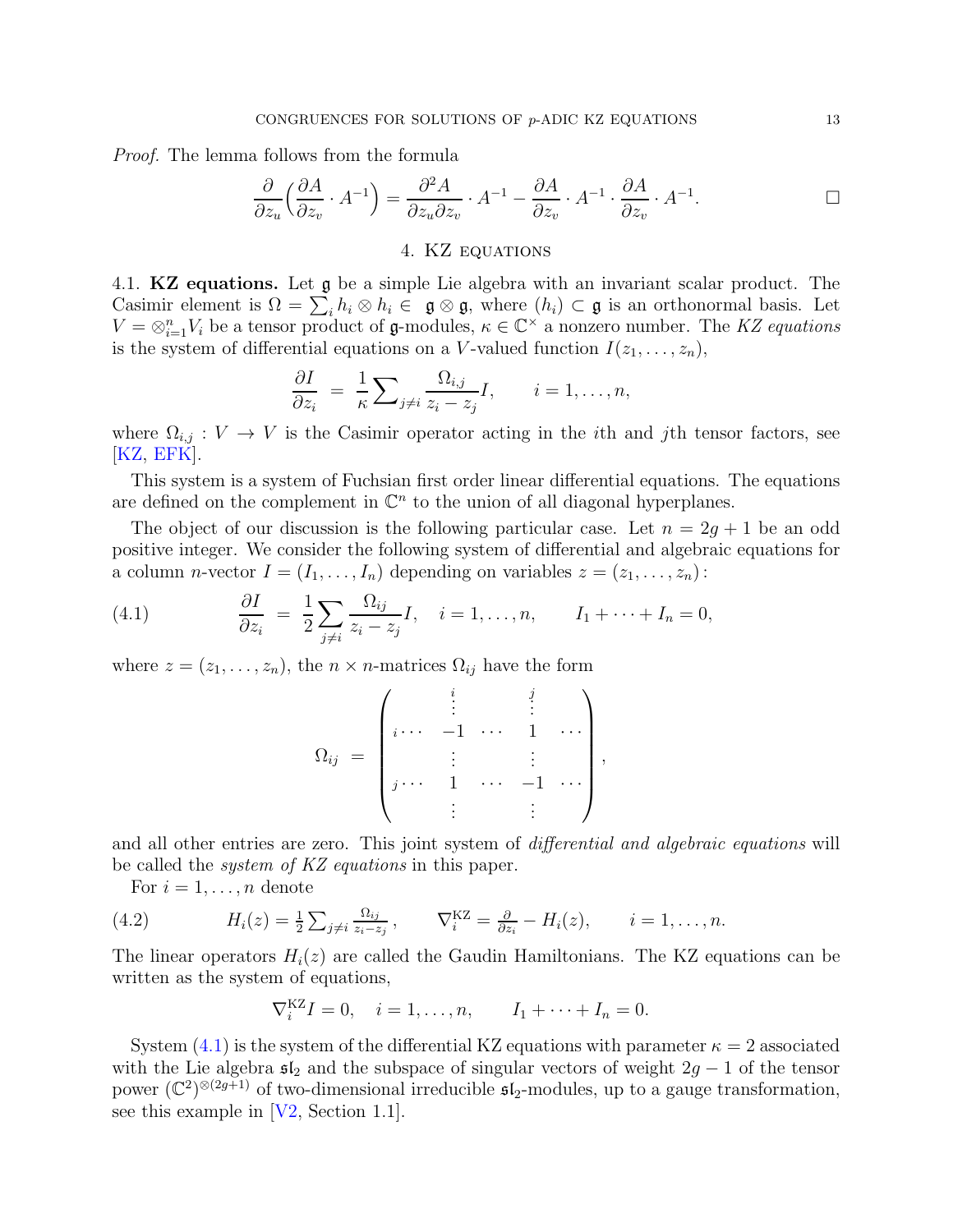*Proof.* The lemma follows from the formula

$$\frac{\partial}{\partial z_u}\Big(\frac{\partial A}{\partial z_v}\cdot A^{-1}\Big) = \frac{\partial^2 A}{\partial z_u \partial z_v}\cdot A^{-1} - \frac{\partial A}{\partial z_v}\cdot A^{-1}\cdot \frac{\partial A}{\partial z_v}\cdot A^{-1}. \qquad \square$$

## 4. KZ equations

4.1. **KZ equations.** Let $\mathfrak{g}$ be a simple Lie algebra with an invariant scalar product. The Casimir element is $\Omega = \sum_i h_i \otimes h_i \in \ \mathfrak{g}\otimes\mathfrak{g}$, where $(h_i)\subset \mathfrak{g}$ is an orthonormal basis. Let $V=\otimes_{i=1}^n V_i$ be a tensor product of $\mathfrak{g}$-modules, $\kappa\in\mathbb{C}^\times$ a nonzero number. The *KZ equations* is the system of differential equations on a $V$-valued function $I(z_1,\dots,z_n)$,

$$\frac{\partial I}{\partial z_i} \ = \ \frac{1}{\kappa}\sum\nolimits_{j\neq i}\frac{\Omega_{i,j}}{z_i-z_j} I, \qquad i=1,\dots,n,$$

where $\Omega_{i,j}: V\to V$ is the Casimir operator acting in the $i$th and $j$th tensor factors, see [KZ, EFK].

This system is a system of Fuchsian first order linear differential equations. The equations are defined on the complement in $\mathbb{C}^n$ to the union of all diagonal hyperplanes.

The object of our discussion is the following particular case. Let $n=2g+1$ be an odd positive integer. We consider the following system of differential and algebraic equations for a column $n$-vector $I=(I_1,\dots,I_n)$ depending on variables $z=(z_1,\dots,z_n)$:

$$\frac{\partial I}{\partial z_i} \ = \ \frac{1}{2}\sum_{j\neq i}\frac{\Omega_{ij}}{z_i-z_j} I, \quad i=1,\dots,n, \qquad I_1+\dots+I_n=0, \tag{4.1}$$

where $z=(z_1,\dots,z_n)$, the $n\times n$-matrices $\Omega_{ij}$ have the form

$$\Omega_{ij} \ = \ \begin{pmatrix} & \overset{i}{\vdots} & & \overset{j}{\vdots} & \\ {}_{i}\cdots & -1 & \cdots & 1 & \cdots \\ & \vdots & & \vdots & \\ {}_{j}\cdots & 1 & \cdots & -1 & \cdots \\ & \vdots & & \vdots & \end{pmatrix},$$

and all other entries are zero. This joint system of *differential and algebraic equations* will be called the *system of KZ equations* in this paper.

For $i=1,\dots,n$ denote

$$H_i(z) = \tfrac{1}{2}\textstyle\sum_{j\neq i}\frac{\Omega_{ij}}{z_i-z_j}, \qquad \nabla_i^{\mathrm{KZ}} = \frac{\partial}{\partial z_i} - H_i(z), \qquad i=1,\dots,n. \tag{4.2}$$

The linear operators $H_i(z)$ are called the Gaudin Hamiltonians. The KZ equations can be written as the system of equations,

$$\nabla_i^{\mathrm{KZ}} I = 0, \quad i=1,\dots,n, \qquad I_1+\dots+I_n=0.$$

System (4.1) is the system of the differential KZ equations with parameter $\kappa=2$ associated with the Lie algebra $\mathfrak{sl}_2$ and the subspace of singular vectors of weight $2g-1$ of the tensor power $(\mathbb{C}^2)^{\otimes(2g+1)}$ of two-dimensional irreducible $\mathfrak{sl}_2$-modules, up to a gauge transformation, see this example in [V2, Section 1.1].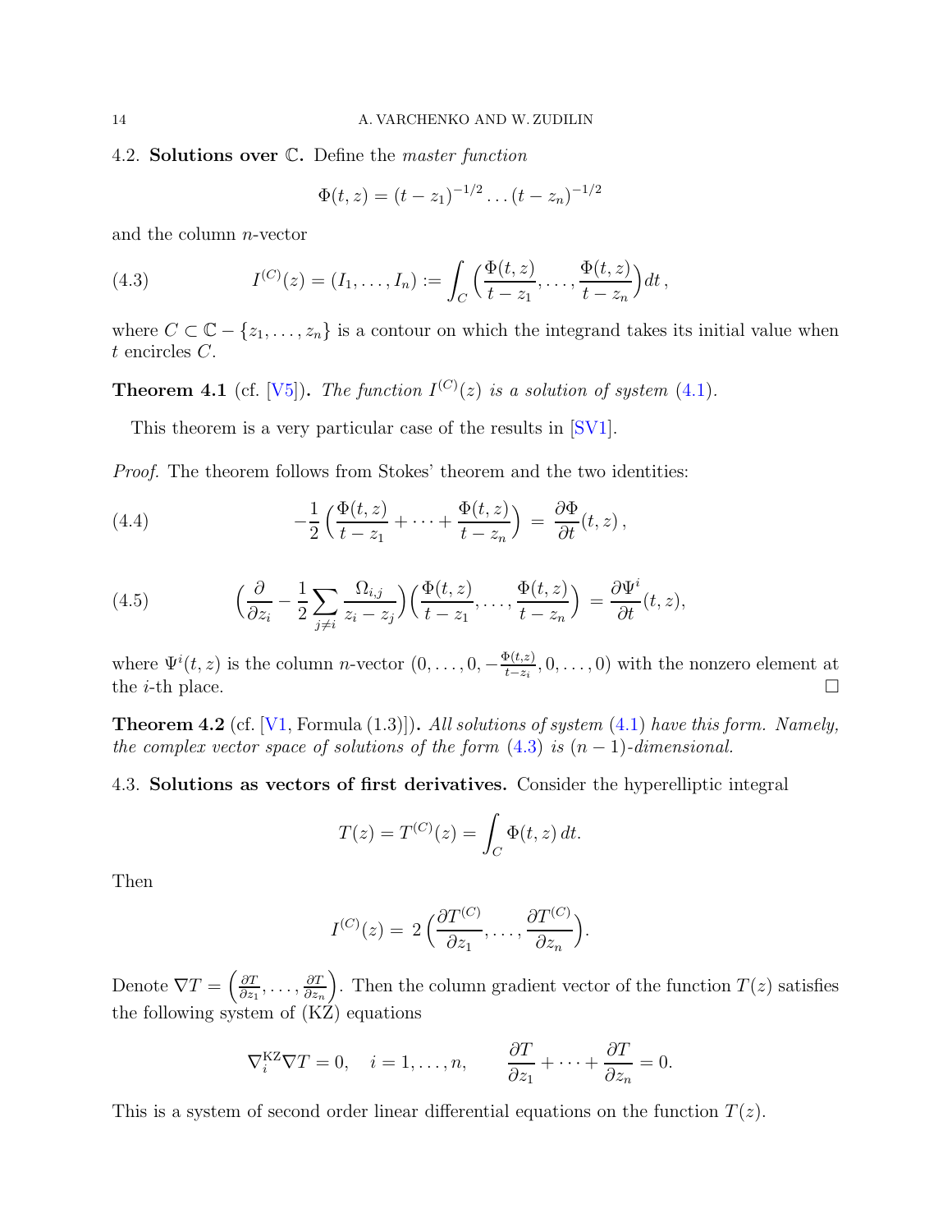### 4.2. **Solutions over $\mathbb{C}$.** 

Define the *master function*

$$\Phi(t,z) = (t-z_1)^{-1/2}\dots(t-z_n)^{-1/2}$$

and the column $n$-vector

$$I^{(C)}(z) = (I_1,\dots,I_n) := \int_C \Big(\frac{\Phi(t,z)}{t-z_1},\dots,\frac{\Phi(t,z)}{t-z_n}\Big)dt\,, \tag{4.3}$$

where $C\subset \mathbb{C}-\{z_1,\dots,z_n\}$ is a contour on which the integrand takes its initial value when $t$ encircles $C$.

**Theorem 4.1** (cf. [V5])**.** *The function $I^{(C)}(z)$ is a solution of system* (4.1)*.*

This theorem is a very particular case of the results in [SV1].

*Proof.* The theorem follows from Stokes' theorem and the two identities:

$$-\frac12\Big(\frac{\Phi(t,z)}{t-z_1}+\dots+\frac{\Phi(t,z)}{t-z_n}\Big) \;=\; \frac{\partial\Phi}{\partial t}(t,z)\,, \tag{4.4}$$

$$\Big(\frac{\partial}{\partial z_i}-\frac12\sum_{j\neq i}\frac{\Omega_{i,j}}{z_i-z_j}\Big)\Big(\frac{\Phi(t,z)}{t-z_1},\dots,\frac{\Phi(t,z)}{t-z_n}\Big) \;=\; \frac{\partial\Psi^i}{\partial t}(t,z), \tag{4.5}$$

where $\Psi^i(t,z)$ is the column $n$-vector $(0,\dots,0,-\frac{\Phi(t,z)}{t-z_i},0,\dots,0)$ with the nonzero element at the $i$-th place. $\square$

**Theorem 4.2** (cf. [V1, Formula (1.3)])**.** *All solutions of system* (4.1) *have this form. Namely, the complex vector space of solutions of the form* (4.3) *is $(n-1)$-dimensional.*

### 4.3. **Solutions as vectors of first derivatives.** 

Consider the hyperelliptic integral

$$T(z) = T^{(C)}(z) = \int_C \Phi(t,z)\,dt.$$

Then

$$I^{(C)}(z) =\, 2\,\Big(\frac{\partial T^{(C)}}{\partial z_1},\dots,\frac{\partial T^{(C)}}{\partial z_n}\Big).$$

Denote $\nabla T = \Big(\frac{\partial T}{\partial z_1},\dots,\frac{\partial T}{\partial z_n}\Big)$. Then the column gradient vector of the function $T(z)$ satisfies the following system of (KZ) equations

$$\nabla^{\rm KZ}_i\nabla T = 0,\quad i=1,\dots,n,\qquad \frac{\partial T}{\partial z_1}+\dots+\frac{\partial T}{\partial z_n}=0.$$

This is a system of second order linear differential equations on the function $T(z)$.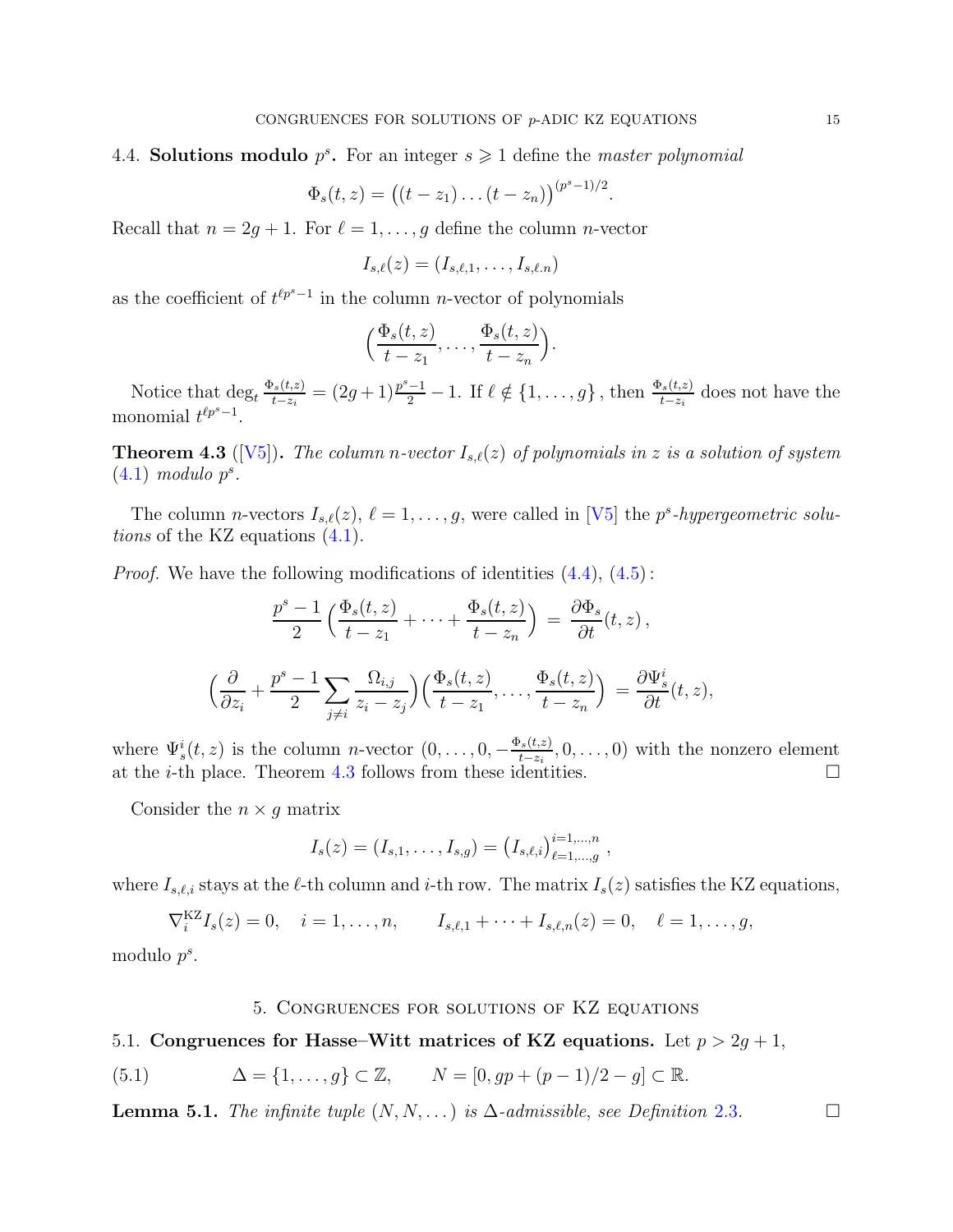### 4.4. **Solutions modulo $p^s$.**

For an integer $s \geqslant 1$ define the *master polynomial*

$$\Phi_s(t,z) = \big((t-z_1)\dots(t-z_n)\big)^{(p^s-1)/2}.$$

Recall that $n = 2g+1$. For $\ell = 1,\dots,g$ define the column $n$-vector

$$I_{s,\ell}(z) = (I_{s,\ell,1},\dots,I_{s,\ell.n})$$

as the coefficient of $t^{\ell p^s - 1}$ in the column $n$-vector of polynomials

$$\Big(\frac{\Phi_s(t,z)}{t-z_1},\dots,\frac{\Phi_s(t,z)}{t-z_n}\Big).$$

Notice that $\deg_t \frac{\Phi_s(t,z)}{t-z_i} = (2g+1)\frac{p^s-1}{2} - 1$. If $\ell \notin \{1,\dots,g\}$, then $\frac{\Phi_s(t,z)}{t-z_i}$ does not have the monomial $t^{\ell p^s - 1}$.

**Theorem 4.3** ([V5]). *The column $n$-vector $I_{s,\ell}(z)$ of polynomials in $z$ is a solution of system (4.1) modulo $p^s$.*

The column $n$-vectors $I_{s,\ell}(z)$, $\ell = 1,\dots,g$, were called in [V5] the *$p^s$-hypergeometric solutions* of the KZ equations (4.1).

*Proof.* We have the following modifications of identities (4.4), (4.5):

$$\frac{p^s-1}{2}\Big(\frac{\Phi_s(t,z)}{t-z_1}+\dots+\frac{\Phi_s(t,z)}{t-z_n}\Big) \;=\; \frac{\partial \Phi_s}{\partial t}(t,z)\,,$$

$$\Big(\frac{\partial}{\partial z_i} + \frac{p^s-1}{2}\sum_{j\neq i}\frac{\Omega_{i,j}}{z_i-z_j}\Big)\Big(\frac{\Phi_s(t,z)}{t-z_1},\dots,\frac{\Phi_s(t,z)}{t-z_n}\Big) \;=\; \frac{\partial \Psi^i_s}{\partial t}(t,z),$$

where $\Psi^i_s(t,z)$ is the column $n$-vector $(0,\dots,0,-\frac{\Phi_s(t,z)}{t-z_i},0,\dots,0)$ with the nonzero element at the $i$-th place. Theorem 4.3 follows from these identities. $\square$

Consider the $n\times g$ matrix

$$I_s(z) = (I_{s,1},\dots,I_{s,g}) = \big(I_{s,\ell,i}\big)^{i=1,\dots,n}_{\ell=1,\dots,g}\,,$$

where $I_{s,\ell,i}$ stays at the $\ell$-th column and $i$-th row. The matrix $I_s(z)$ satisfies the KZ equations,

$$\nabla^{\rm KZ}_i I_s(z) = 0, \quad i=1,\dots,n, \qquad I_{s,\ell,1}+\dots+I_{s,\ell,n}(z) = 0, \quad \ell = 1,\dots,g,$$

modulo $p^s$.

## 5. Congruences for solutions of KZ equations

### 5.1. **Congruences for Hasse–Witt matrices of KZ equations.**

Let $p > 2g+1$,

$$\Delta = \{1,\dots,g\}\subset \mathbb{Z}, \qquad N = [0, gp + (p-1)/2 - g] \subset \mathbb{R}. \tag{5.1}$$

**Lemma 5.1.** *The infinite tuple $(N, N, \dots)$ is $\Delta$-admissible, see Definition 2.3.* $\square$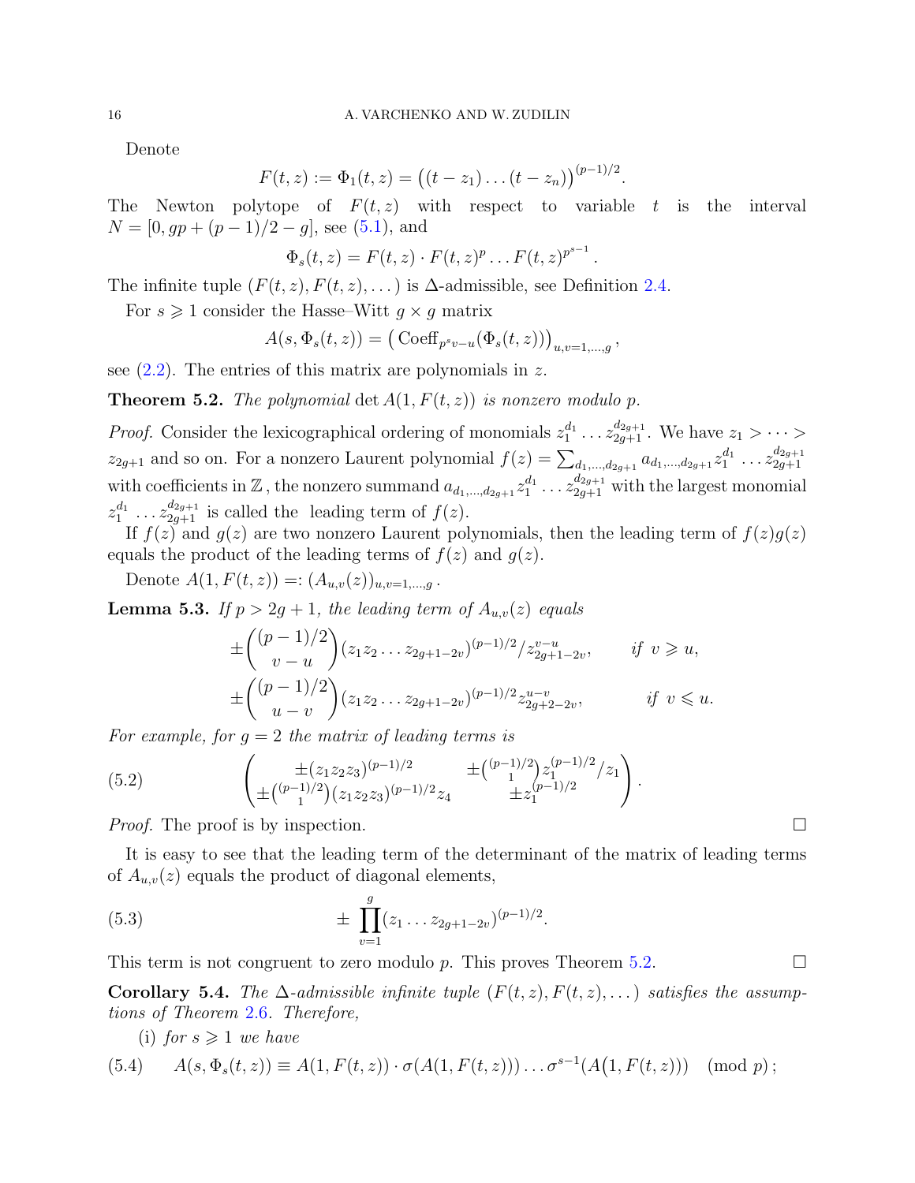Denote

$$F(t,z) := \Phi_1(t,z) = \big((t-z_1)\dots(t-z_n)\big)^{(p-1)/2}.$$

The Newton polytope of $F(t,z)$ with respect to variable $t$ is the interval $N = [0, gp + (p-1)/2 - g]$, see (5.1), and

$$\Phi_s(t,z) = F(t,z)\cdot F(t,z)^p \dots F(t,z)^{p^{s-1}}.$$

The infinite tuple $(F(t,z), F(t,z), \dots)$ is $\Delta$-admissible, see Definition 2.4.

For $s \geqslant 1$ consider the Hasse–Witt $g\times g$ matrix

$$A(s, \Phi_s(t,z)) = \big(\operatorname{Coeff}_{p^s v - u}(\Phi_s(t,z))\big)_{u,v=1,\dots,g},$$

see (2.2). The entries of this matrix are polynomials in $z$.

**Theorem 5.2.** *The polynomial* $\det A(1, F(t,z))$ *is nonzero modulo* $p$.

*Proof.* Consider the lexicographical ordering of monomials $z_1^{d_1}\dots z_{2g+1}^{d_{2g+1}}$. We have $z_1 > \dots > z_{2g+1}$ and so on. For a nonzero Laurent polynomial $f(z) = \sum_{d_1,\dots,d_{2g+1}} a_{d_1,\dots,d_{2g+1}} z_1^{d_1}\dots z_{2g+1}^{d_{2g+1}}$ with coefficients in $\mathbb{Z}$, the nonzero summand $a_{d_1,\dots,d_{2g+1}} z_1^{d_1}\dots z_{2g+1}^{d_{2g+1}}$ with the largest monomial $z_1^{d_1}\dots z_{2g+1}^{d_{2g+1}}$ is called the leading term of $f(z)$.

If $f(z)$ and $g(z)$ are two nonzero Laurent polynomials, then the leading term of $f(z)g(z)$ equals the product of the leading terms of $f(z)$ and $g(z)$.

Denote $A(1, F(t,z)) =: (A_{u,v}(z))_{u,v=1,\dots,g}$.

**Lemma 5.3.** *If $p > 2g+1$, the leading term of $A_{u,v}(z)$ equals*

$$\pm\binom{(p-1)/2}{v-u}(z_1z_2\dots z_{2g+1-2v})^{(p-1)/2}/z_{2g+1-2v}^{v-u}, \qquad \text{if } v\geqslant u,$$
$$\pm\binom{(p-1)/2}{u-v}(z_1z_2\dots z_{2g+1-2v})^{(p-1)/2}z_{2g+2-2v}^{u-v}, \qquad \text{if } v\leqslant u.$$

*For example, for $g=2$ the matrix of leading terms is*

$$\begin{pmatrix} \pm(z_1z_2z_3)^{(p-1)/2} & \pm\binom{(p-1)/2}{1}z_1^{(p-1)/2}/z_1 \\ \pm\binom{(p-1)/2}{1}(z_1z_2z_3)^{(p-1)/2}z_4 & \pm z_1^{(p-1)/2}\end{pmatrix}. \tag{5.2}$$

*Proof.* The proof is by inspection. $\square$

It is easy to see that the leading term of the determinant of the matrix of leading terms of $A_{u,v}(z)$ equals the product of diagonal elements,

$$\pm\prod_{v=1}^{g}(z_1\dots z_{2g+1-2v})^{(p-1)/2}. \tag{5.3}$$

This term is not congruent to zero modulo $p$. This proves Theorem 5.2. $\square$

**Corollary 5.4.** *The $\Delta$-admissible infinite tuple $(F(t,z), F(t,z), \dots)$ satisfies the assumptions of Theorem 2.6. Therefore,*

(i) *for $s\geqslant 1$ we have*

$$A(s,\Phi_s(t,z)) \equiv A(1,F(t,z))\cdot\sigma(A(1,F(t,z)))\dots\sigma^{s-1}(A\big(1,F(t,z)))\pmod p\,; \tag{5.4}$$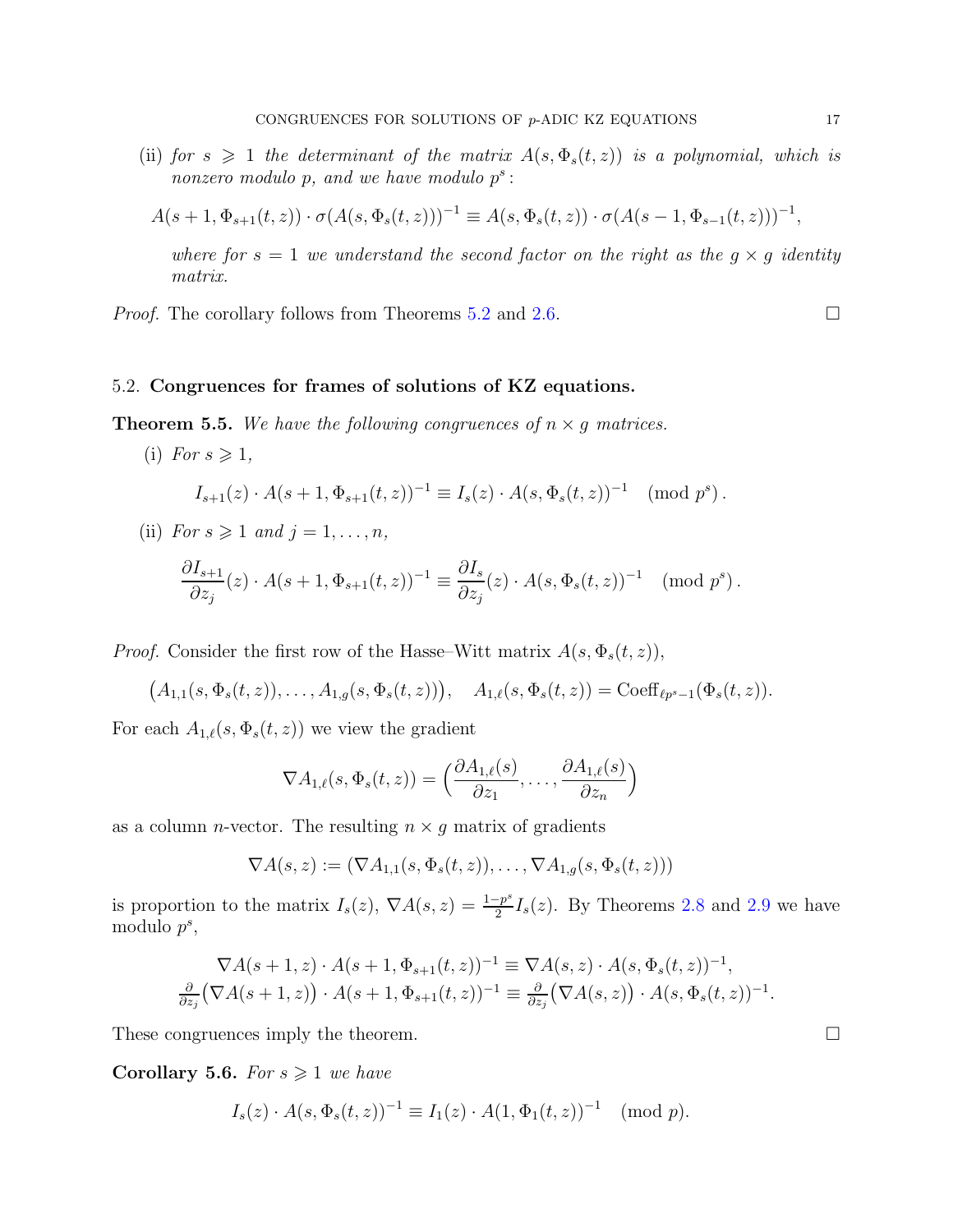(ii) *for $s \geqslant 1$ the determinant of the matrix $A(s, \Phi_s(t,z))$ is a polynomial, which is nonzero modulo $p$, and we have modulo $p^s$:*

$$A(s+1, \Phi_{s+1}(t,z)) \cdot \sigma(A(s, \Phi_s(t,z)))^{-1} \equiv A(s, \Phi_s(t,z)) \cdot \sigma(A(s-1, \Phi_{s-1}(t,z)))^{-1},$$

*where for $s = 1$ we understand the second factor on the right as the $g \times g$ identity matrix.*

*Proof.* The corollary follows from Theorems 5.2 and 2.6. □

### 5.2. Congruences for frames of solutions of KZ equations.

**Theorem 5.5.** *We have the following congruences of $n \times g$ matrices.*

(i) *For $s \geqslant 1$,*

$$I_{s+1}(z) \cdot A(s+1, \Phi_{s+1}(t,z))^{-1} \equiv I_s(z) \cdot A(s, \Phi_s(t,z))^{-1} \pmod{p^s}.$$

(ii) *For $s \geqslant 1$ and $j = 1, \dots, n$,*

$$\frac{\partial I_{s+1}}{\partial z_j}(z) \cdot A(s+1, \Phi_{s+1}(t,z))^{-1} \equiv \frac{\partial I_s}{\partial z_j}(z) \cdot A(s, \Phi_s(t,z))^{-1} \pmod{p^s}.$$

*Proof.* Consider the first row of the Hasse–Witt matrix $A(s, \Phi_s(t,z))$,

$$\big(A_{1,1}(s, \Phi_s(t,z)), \dots, A_{1,g}(s, \Phi_s(t,z))\big), \quad A_{1,\ell}(s, \Phi_s(t,z)) = \mathrm{Coeff}_{\ell p^s - 1}(\Phi_s(t,z)).$$

For each $A_{1,\ell}(s, \Phi_s(t,z))$ we view the gradient

$$\nabla A_{1,\ell}(s, \Phi_s(t,z)) = \Big(\frac{\partial A_{1,\ell}(s)}{\partial z_1}, \dots, \frac{\partial A_{1,\ell}(s)}{\partial z_n}\Big)$$

as a column $n$-vector. The resulting $n \times g$ matrix of gradients

$$\nabla A(s,z) := (\nabla A_{1,1}(s, \Phi_s(t,z)), \dots, \nabla A_{1,g}(s, \Phi_s(t,z)))$$

is proportion to the matrix $I_s(z)$, $\nabla A(s,z) = \frac{1-p^s}{2} I_s(z)$. By Theorems 2.8 and 2.9 we have modulo $p^s$,

$$\begin{gathered}\nabla A(s+1,z) \cdot A(s+1, \Phi_{s+1}(t,z))^{-1} \equiv \nabla A(s,z) \cdot A(s, \Phi_s(t,z))^{-1}, \\ \tfrac{\partial}{\partial z_j}\big(\nabla A(s+1,z)\big) \cdot A(s+1, \Phi_{s+1}(t,z))^{-1} \equiv \tfrac{\partial}{\partial z_j}\big(\nabla A(s,z)\big) \cdot A(s, \Phi_s(t,z))^{-1}.\end{gathered}$$

These congruences imply the theorem. □

**Corollary 5.6.** *For $s \geqslant 1$ we have*

$$I_s(z) \cdot A(s, \Phi_s(t,z))^{-1} \equiv I_1(z) \cdot A(1, \Phi_1(t,z))^{-1} \pmod{p}.$$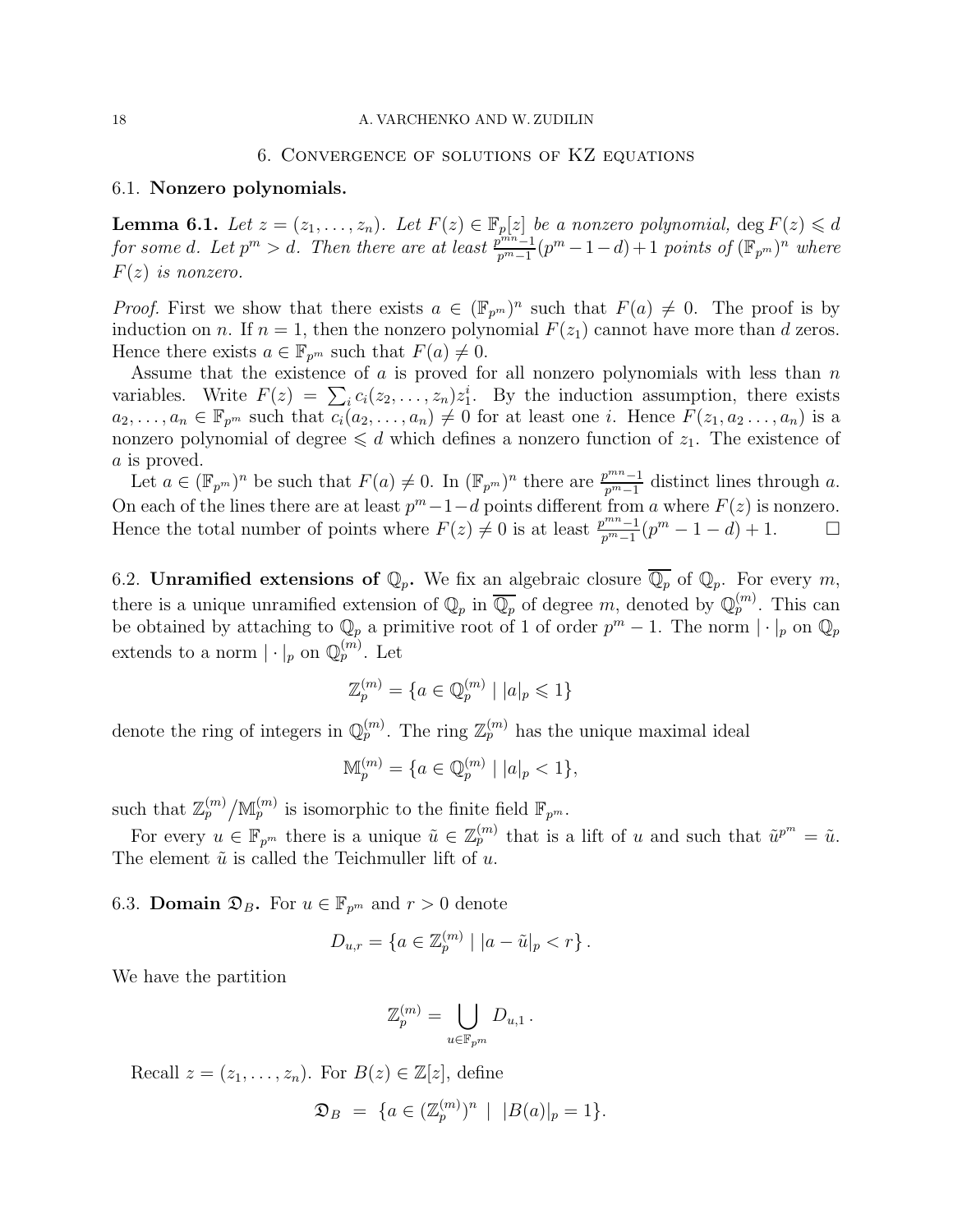## 6. Convergence of solutions of KZ equations

### 6.1. Nonzero polynomials.

**Lemma 6.1.** *Let $z = (z_1, \dots, z_n)$. Let $F(z) \in \mathbb{F}_p[z]$ be a nonzero polynomial, $\deg F(z) \leqslant d$ for some $d$. Let $p^m > d$. Then there are at least $\frac{p^{mn}-1}{p^m-1}(p^m - 1 - d) + 1$ points of $(\mathbb{F}_{p^m})^n$ where $F(z)$ is nonzero.*

*Proof.* First we show that there exists $a \in (\mathbb{F}_{p^m})^n$ such that $F(a) \neq 0$. The proof is by induction on $n$. If $n = 1$, then the nonzero polynomial $F(z_1)$ cannot have more than $d$ zeros. Hence there exists $a \in \mathbb{F}_{p^m}$ such that $F(a) \neq 0$.

Assume that the existence of $a$ is proved for all nonzero polynomials with less than $n$ variables. Write $F(z) = \sum_i c_i(z_2, \dots, z_n) z_1^i$. By the induction assumption, there exists $a_2, \dots, a_n \in \mathbb{F}_{p^m}$ such that $c_i(a_2, \dots, a_n) \neq 0$ for at least one $i$. Hence $F(z_1, a_2 \dots, a_n)$ is a nonzero polynomial of degree $\leqslant d$ which defines a nonzero function of $z_1$. The existence of $a$ is proved.

Let $a \in (\mathbb{F}_{p^m})^n$ be such that $F(a) \neq 0$. In $(\mathbb{F}_{p^m})^n$ there are $\frac{p^{mn}-1}{p^m-1}$ distinct lines through $a$. On each of the lines there are at least $p^m - 1 - d$ points different from $a$ where $F(z)$ is nonzero. Hence the total number of points where $F(z) \neq 0$ is at least $\frac{p^{mn}-1}{p^m-1}(p^m - 1 - d) + 1$. □

### 6.2. Unramified extensions of $\mathbb{Q}_p$.

We fix an algebraic closure $\overline{\mathbb{Q}_p}$ of $\mathbb{Q}_p$. For every $m$, there is a unique unramified extension of $\mathbb{Q}_p$ in $\overline{\mathbb{Q}_p}$ of degree $m$, denoted by $\mathbb{Q}_p^{(m)}$. This can be obtained by attaching to $\mathbb{Q}_p$ a primitive root of 1 of order $p^m - 1$. The norm $|\cdot|_p$ on $\mathbb{Q}_p$ extends to a norm $|\cdot|_p$ on $\mathbb{Q}_p^{(m)}$. Let

$$\mathbb{Z}_p^{(m)} = \{a \in \mathbb{Q}_p^{(m)} \mid |a|_p \leqslant 1\}$$

denote the ring of integers in $\mathbb{Q}_p^{(m)}$. The ring $\mathbb{Z}_p^{(m)}$ has the unique maximal ideal

$$\mathbb{M}_p^{(m)} = \{a \in \mathbb{Q}_p^{(m)} \mid |a|_p < 1\},$$

such that $\mathbb{Z}_p^{(m)} / \mathbb{M}_p^{(m)}$ is isomorphic to the finite field $\mathbb{F}_{p^m}$.

For every $u \in \mathbb{F}_{p^m}$ there is a unique $\tilde{u} \in \mathbb{Z}_p^{(m)}$ that is a lift of $u$ and such that $\tilde{u}^{p^m} = \tilde{u}$. The element $\tilde{u}$ is called the Teichmuller lift of $u$.

### 6.3. Domain $\mathfrak{D}_B$.

For $u \in \mathbb{F}_{p^m}$ and $r > 0$ denote

$$D_{u,r} = \left\{a \in \mathbb{Z}_p^{(m)} \mid |a - \tilde{u}|_p < r\right\}.$$

We have the partition

$$\mathbb{Z}_p^{(m)} = \bigcup_{u \in \mathbb{F}_{p^m}} D_{u,1}\,.$$

Recall $z = (z_1, \dots, z_n)$. For $B(z) \in \mathbb{Z}[z]$, define

$$\mathfrak{D}_B \;=\; \{a \in (\mathbb{Z}_p^{(m)})^n \;\mid\; |B(a)|_p = 1\}.$$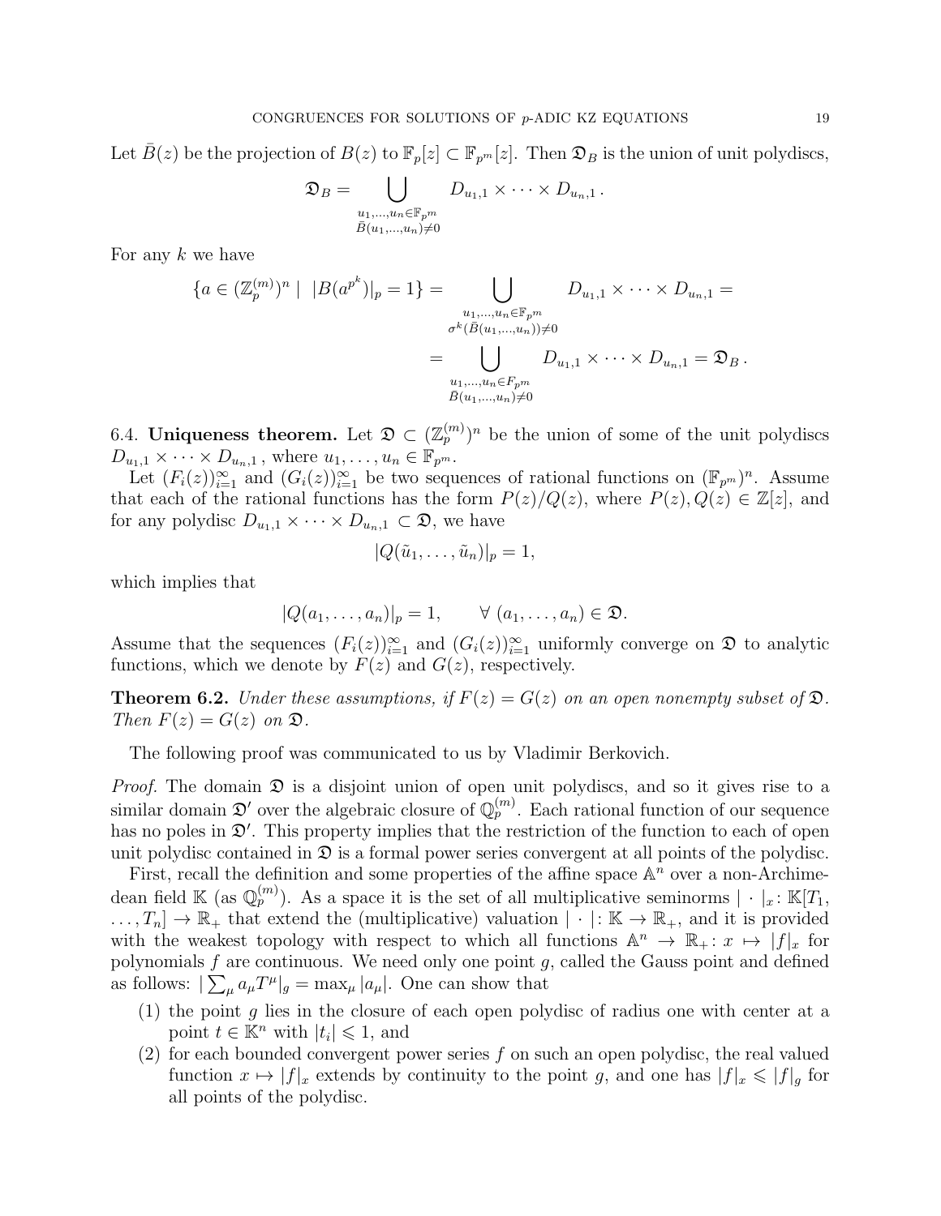Let $\bar{B}(z)$ be the projection of $B(z)$ to $\mathbb{F}_p[z] \subset \mathbb{F}_{p^m}[z]$. Then $\mathfrak{D}_B$ is the union of unit polydiscs,

$$\mathfrak{D}_B = \bigcup_{\substack{u_1,\dots,u_n \in \mathbb{F}_{p^m} \\ \bar{B}(u_1,\dots,u_n)\neq 0}} D_{u_1,1} \times \dots \times D_{u_n,1}\,.$$

For any $k$ we have

$$\{a \in (\mathbb{Z}_p^{(m)})^n \mid |B(a^{p^k})|_p = 1\} = \bigcup_{\substack{u_1,\dots,u_n \in \mathbb{F}_{p^m} \\ \sigma^k(\bar{B}(u_1,\dots,u_n))\neq 0}} D_{u_1,1} \times \dots \times D_{u_n,1} =$$

$$= \bigcup_{\substack{u_1,\dots,u_n \in F_{p^m} \\ \bar{B}(u_1,\dots,u_n)\neq 0}} D_{u_1,1} \times \dots \times D_{u_n,1} = \mathfrak{D}_B\,.$$

6.4. **Uniqueness theorem.** Let $\mathfrak{D} \subset (\mathbb{Z}_p^{(m)})^n$ be the union of some of the unit polydiscs $D_{u_1,1} \times \dots \times D_{u_n,1}$, where $u_1,\dots,u_n \in \mathbb{F}_{p^m}$.

Let $(F_i(z))_{i=1}^\infty$ and $(G_i(z))_{i=1}^\infty$ be two sequences of rational functions on $(\mathbb{F}_{p^m})^n$. Assume that each of the rational functions has the form $P(z)/Q(z)$, where $P(z), Q(z) \in \mathbb{Z}[z]$, and for any polydisc $D_{u_1,1} \times \dots \times D_{u_n,1} \subset \mathfrak{D}$, we have

$$|Q(\tilde{u}_1,\dots,\tilde{u}_n)|_p = 1,$$

which implies that

$$|Q(a_1,\dots,a_n)|_p = 1, \qquad \forall\ (a_1,\dots,a_n) \in \mathfrak{D}.$$

Assume that the sequences $(F_i(z))_{i=1}^\infty$ and $(G_i(z))_{i=1}^\infty$ uniformly converge on $\mathfrak{D}$ to analytic functions, which we denote by $F(z)$ and $G(z)$, respectively.

**Theorem 6.2.** *Under these assumptions, if $F(z) = G(z)$ on an open nonempty subset of $\mathfrak{D}$. Then $F(z) = G(z)$ on $\mathfrak{D}$.*

The following proof was communicated to us by Vladimir Berkovich.

*Proof.* The domain $\mathfrak{D}$ is a disjoint union of open unit polydiscs, and so it gives rise to a similar domain $\mathfrak{D}'$ over the algebraic closure of $\mathbb{Q}_p^{(m)}$. Each rational function of our sequence has no poles in $\mathfrak{D}'$. This property implies that the restriction of the function to each of open unit polydisc contained in $\mathfrak{D}$ is a formal power series convergent at all points of the polydisc.

First, recall the definition and some properties of the affine space $\mathbb{A}^n$ over a non-Archimedean field $\mathbb{K}$ (as $\mathbb{Q}_p^{(m)}$). As a space it is the set of all multiplicative seminorms $|\cdot|_x\colon \mathbb{K}[T_1,\dots,T_n] \to \mathbb{R}_+$ that extend the (multiplicative) valuation $|\cdot|\colon \mathbb{K} \to \mathbb{R}_+$, and it is provided with the weakest topology with respect to which all functions $\mathbb{A}^n \to \mathbb{R}_+\colon x \mapsto |f|_x$ for polynomials $f$ are continuous. We need only one point $g$, called the Gauss point and defined as follows: $|\sum_\mu a_\mu T^\mu|_g = \max_\mu |a_\mu|$. One can show that

1. the point $g$ lies in the closure of each open polydisc of radius one with center at a point $t \in \mathbb{K}^n$ with $|t_i| \leqslant 1$, and
2. for each bounded convergent power series $f$ on such an open polydisc, the real valued function $x \mapsto |f|_x$ extends by continuity to the point $g$, and one has $|f|_x \leqslant |f|_g$ for all points of the polydisc.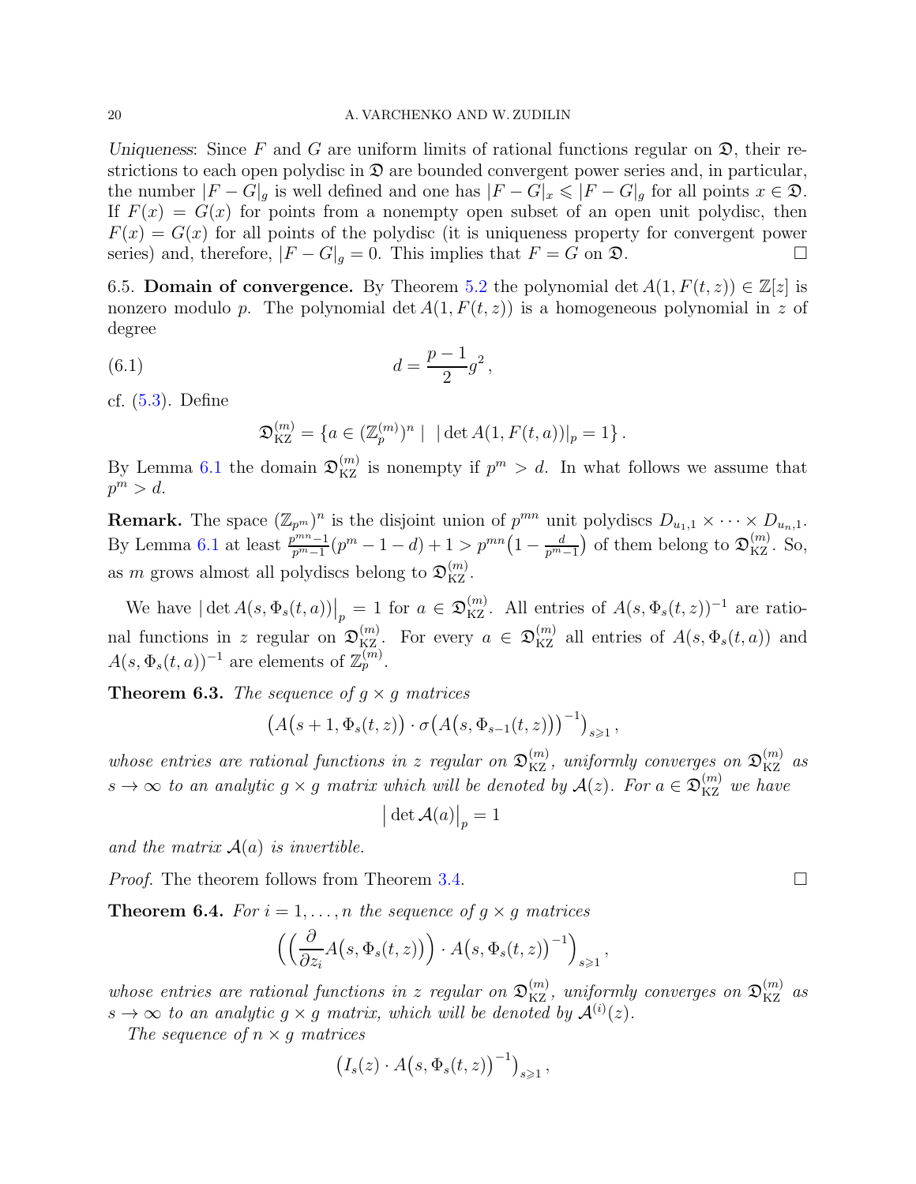*Uniqueness*: Since $F$ and $G$ are uniform limits of rational functions regular on $\mathfrak{D}$, their restrictions to each open polydisc in $\mathfrak{D}$ are bounded convergent power series and, in particular, the number $|F-G|_g$ is well defined and one has $|F-G|_x \leqslant |F-G|_g$ for all points $x \in \mathfrak{D}$. If $F(x) = G(x)$ for points from a nonempty open subset of an open unit polydisc, then $F(x) = G(x)$ for all points of the polydisc (it is uniqueness property for convergent power series) and, therefore, $|F-G|_g = 0$. This implies that $F = G$ on $\mathfrak{D}$. $\square$

6.5. **Domain of convergence.** By Theorem 5.2 the polynomial $\det A(1, F(t,z)) \in \mathbb{Z}[z]$ is nonzero modulo $p$. The polynomial $\det A(1, F(t,z))$ is a homogeneous polynomial in $z$ of degree

$$d = \frac{p-1}{2} g^2 \,, \tag{6.1}$$

cf. (5.3). Define

$$\mathfrak{D}_{\mathrm{KZ}}^{(m)} = \{ a \in (\mathbb{Z}_p^{(m)})^n \mid |\det A(1, F(t,a))|_p = 1 \} \,.$$

By Lemma 6.1 the domain $\mathfrak{D}_{\mathrm{KZ}}^{(m)}$ is nonempty if $p^m > d$. In what follows we assume that $p^m > d$.

**Remark.** The space $(\mathbb{Z}_{p^m})^n$ is the disjoint union of $p^{mn}$ unit polydiscs $D_{u_1,1} \times \dots \times D_{u_n,1}$. By Lemma 6.1 at least $\frac{p^{mn}-1}{p^m-1}(p^m - 1 - d) + 1 > p^{mn}\big(1 - \frac{d}{p^m-1}\big)$ of them belong to $\mathfrak{D}_{\mathrm{KZ}}^{(m)}$. So, as $m$ grows almost all polydiscs belong to $\mathfrak{D}_{\mathrm{KZ}}^{(m)}$.

We have $\big|\det A(s, \Phi_s(t,a))\big|_p = 1$ for $a \in \mathfrak{D}_{\mathrm{KZ}}^{(m)}$. All entries of $A(s, \Phi_s(t,z))^{-1}$ are rational functions in $z$ regular on $\mathfrak{D}_{\mathrm{KZ}}^{(m)}$. For every $a \in \mathfrak{D}_{\mathrm{KZ}}^{(m)}$ all entries of $A(s, \Phi_s(t,a))$ and $A(s, \Phi_s(t,a))^{-1}$ are elements of $\mathbb{Z}_p^{(m)}$.

**Theorem 6.3.** *The sequence of $g \times g$ matrices*

$$\big(A\big(s+1, \Phi_s(t,z)\big) \cdot \sigma\big(A\big(s, \Phi_{s-1}(t,z)\big)\big)^{-1}\big)_{s \geqslant 1} \,,$$

*whose entries are rational functions in $z$ regular on $\mathfrak{D}_{\mathrm{KZ}}^{(m)}$, uniformly converges on $\mathfrak{D}_{\mathrm{KZ}}^{(m)}$ as $s \to \infty$ to an analytic $g \times g$ matrix which will be denoted by $\mathcal{A}(z)$. For $a \in \mathfrak{D}_{\mathrm{KZ}}^{(m)}$ we have*

$$\big|\det \mathcal{A}(a)\big|_p = 1$$

*and the matrix $\mathcal{A}(a)$ is invertible.*

*Proof.* The theorem follows from Theorem 3.4. $\square$

**Theorem 6.4.** *For $i = 1, \dots, n$ the sequence of $g \times g$ matrices*

$$\Big(\Big(\frac{\partial}{\partial z_i} A\big(s, \Phi_s(t,z)\big)\Big) \cdot A\big(s, \Phi_s(t,z)\big)^{-1}\Big)_{s \geqslant 1} \,,$$

*whose entries are rational functions in $z$ regular on $\mathfrak{D}_{\mathrm{KZ}}^{(m)}$, uniformly converges on $\mathfrak{D}_{\mathrm{KZ}}^{(m)}$ as $s \to \infty$ to an analytic $g \times g$ matrix, which will be denoted by $\mathcal{A}^{(i)}(z)$.*

*The sequence of $n \times g$ matrices*

$$\big(I_s(z) \cdot A\big(s, \Phi_s(t,z)\big)^{-1}\big)_{s \geqslant 1} \,,$$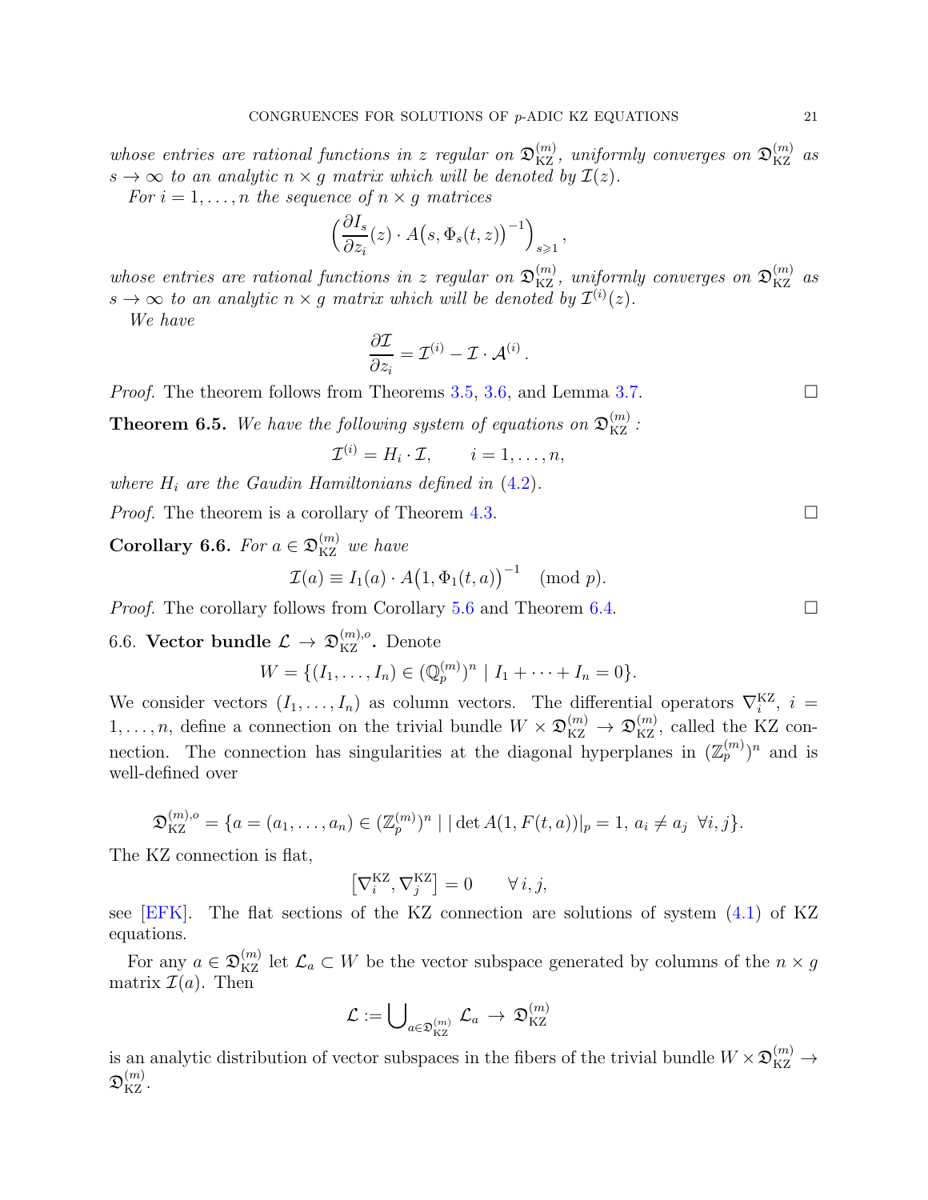*whose entries are rational functions in $z$ regular on $\mathfrak{D}_{\rm KZ}^{(m)}$, uniformly converges on $\mathfrak{D}_{\rm KZ}^{(m)}$ as $s\to\infty$ to an analytic $n\times g$ matrix which will be denoted by $\mathcal{I}(z)$.*

*For $i=1,\dots,n$ the sequence of $n\times g$ matrices*

$$\Big(\frac{\partial I_s}{\partial z_i}(z)\cdot A\big(s,\Phi_s(t,z)\big)^{-1}\Big)_{s\geqslant 1},$$

*whose entries are rational functions in $z$ regular on $\mathfrak{D}_{\rm KZ}^{(m)}$, uniformly converges on $\mathfrak{D}_{\rm KZ}^{(m)}$ as $s\to\infty$ to an analytic $n\times g$ matrix which will be denoted by $\mathcal{I}^{(i)}(z)$.*

*We have*

$$\frac{\partial \mathcal{I}}{\partial z_i} = \mathcal{I}^{(i)} - \mathcal{I}\cdot\mathcal{A}^{(i)}\,.$$

*Proof.* The theorem follows from Theorems 3.5, 3.6, and Lemma 3.7. □

**Theorem 6.5.** *We have the following system of equations on $\mathfrak{D}_{\rm KZ}^{(m)}$ :*

$$\mathcal{I}^{(i)} = H_i\cdot\mathcal{I},\qquad i=1,\dots,n,$$

*where $H_i$ are the Gaudin Hamiltonians defined in (4.2).*

*Proof.* The theorem is a corollary of Theorem 4.3. □

**Corollary 6.6.** *For $a\in\mathfrak{D}_{\rm KZ}^{(m)}$ we have*

$$\mathcal{I}(a)\equiv I_1(a)\cdot A\big(1,\Phi_1(t,a)\big)^{-1}\pmod{p}.$$

*Proof.* The corollary follows from Corollary 5.6 and Theorem 6.4. □

6.6. **Vector bundle $\mathcal{L}\to\mathfrak{D}_{\rm KZ}^{(m),o}$.** Denote

$$W=\{(I_1,\dots,I_n)\in(\mathbb{Q}_p^{(m)})^n\mid I_1+\dots+I_n=0\}.$$

We consider vectors $(I_1,\dots,I_n)$ as column vectors. The differential operators $\nabla_i^{\rm KZ}$, $i=1,\dots,n$, define a connection on the trivial bundle $W\times\mathfrak{D}_{\rm KZ}^{(m)}\to\mathfrak{D}_{\rm KZ}^{(m)}$, called the KZ connection. The connection has singularities at the diagonal hyperplanes in $(\mathbb{Z}_p^{(m)})^n$ and is well-defined over

$$\mathfrak{D}_{\rm KZ}^{(m),o}=\{a=(a_1,\dots,a_n)\in(\mathbb{Z}_p^{(m)})^n\mid |\det A(1,F(t,a))|_p=1,\ a_i\neq a_j\ \ \forall i,j\}.$$

The KZ connection is flat,

$$\big[\nabla_i^{\rm KZ},\nabla_j^{\rm KZ}\big]=0\qquad\forall\, i,j,$$

see [EFK]. The flat sections of the KZ connection are solutions of system (4.1) of KZ equations.

For any $a\in\mathfrak{D}_{\rm KZ}^{(m)}$ let $\mathcal{L}_a\subset W$ be the vector subspace generated by columns of the $n\times g$ matrix $\mathcal{I}(a)$. Then

$$\mathcal{L}:=\bigcup\nolimits_{a\in\mathfrak{D}_{\rm KZ}^{(m)}}\mathcal{L}_a\,\to\,\mathfrak{D}_{\rm KZ}^{(m)}$$

is an analytic distribution of vector subspaces in the fibers of the trivial bundle $W\times\mathfrak{D}_{\rm KZ}^{(m)}\to\mathfrak{D}_{\rm KZ}^{(m)}$.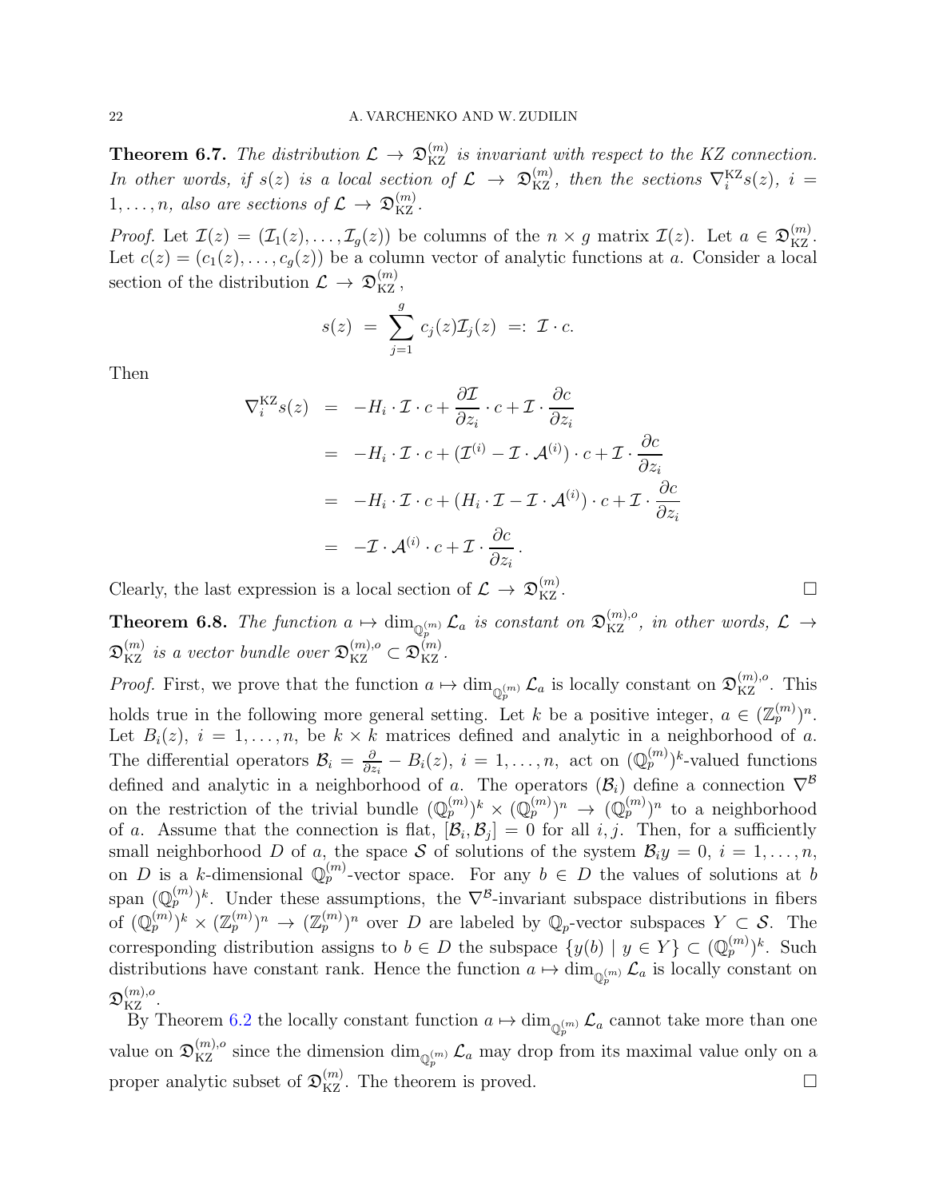**Theorem 6.7.** *The distribution $\mathcal{L} \to \mathfrak{D}^{(m)}_{\mathrm{KZ}}$ is invariant with respect to the KZ connection. In other words, if $s(z)$ is a local section of $\mathcal{L} \to \mathfrak{D}^{(m)}_{\mathrm{KZ}}$, then the sections $\nabla^{\mathrm{KZ}}_i s(z)$, $i = 1,\dots,n$, also are sections of $\mathcal{L} \to \mathfrak{D}^{(m)}_{\mathrm{KZ}}$.*

*Proof.* Let $\mathcal{I}(z) = (\mathcal{I}_1(z),\dots,\mathcal{I}_g(z))$ be columns of the $n\times g$ matrix $\mathcal{I}(z)$. Let $a \in \mathfrak{D}^{(m)}_{\mathrm{KZ}}$. Let $c(z) = (c_1(z),\dots,c_g(z))$ be a column vector of analytic functions at $a$. Consider a local section of the distribution $\mathcal{L} \to \mathfrak{D}^{(m)}_{\mathrm{KZ}}$,

$$s(z) \;=\; \sum_{j=1}^{g} c_j(z)\mathcal{I}_j(z) \;=:\; \mathcal{I}\cdot c.$$

Then

$$\begin{aligned}
\nabla^{\mathrm{KZ}}_i s(z) &= -H_i\cdot\mathcal{I}\cdot c + \frac{\partial \mathcal{I}}{\partial z_i}\cdot c + \mathcal{I}\cdot\frac{\partial c}{\partial z_i}\\
&= -H_i\cdot\mathcal{I}\cdot c + (\mathcal{I}^{(i)} - \mathcal{I}\cdot\mathcal{A}^{(i)})\cdot c + \mathcal{I}\cdot\frac{\partial c}{\partial z_i}\\
&= -H_i\cdot\mathcal{I}\cdot c + (H_i\cdot\mathcal{I} - \mathcal{I}\cdot\mathcal{A}^{(i)})\cdot c + \mathcal{I}\cdot\frac{\partial c}{\partial z_i}\\
&= -\mathcal{I}\cdot\mathcal{A}^{(i)}\cdot c + \mathcal{I}\cdot\frac{\partial c}{\partial z_i}\,.
\end{aligned}$$

Clearly, the last expression is a local section of $\mathcal{L} \to \mathfrak{D}^{(m)}_{\mathrm{KZ}}$. □

**Theorem 6.8.** *The function $a \mapsto \dim_{\mathbb{Q}^{(m)}_p}\mathcal{L}_a$ is constant on $\mathfrak{D}^{(m),o}_{\mathrm{KZ}}$, in other words, $\mathcal{L} \to \mathfrak{D}^{(m)}_{\mathrm{KZ}}$ is a vector bundle over $\mathfrak{D}^{(m),o}_{\mathrm{KZ}} \subset \mathfrak{D}^{(m)}_{\mathrm{KZ}}$.*

*Proof.* First, we prove that the function $a \mapsto \dim_{\mathbb{Q}^{(m)}_p}\mathcal{L}_a$ is locally constant on $\mathfrak{D}^{(m),o}_{\mathrm{KZ}}$. This holds true in the following more general setting. Let $k$ be a positive integer, $a \in (\mathbb{Z}^{(m)}_p)^n$. Let $B_i(z)$, $i = 1,\dots,n$, be $k\times k$ matrices defined and analytic in a neighborhood of $a$. The differential operators $\mathcal{B}_i = \frac{\partial}{\partial z_i} - B_i(z)$, $i = 1,\dots,n$, act on $(\mathbb{Q}^{(m)}_p)^k$-valued functions defined and analytic in a neighborhood of $a$. The operators $(\mathcal{B}_i)$ define a connection $\nabla^{\mathcal{B}}$ on the restriction of the trivial bundle $(\mathbb{Q}^{(m)}_p)^k \times (\mathbb{Q}^{(m)}_p)^n \to (\mathbb{Q}^{(m)}_p)^n$ to a neighborhood of $a$. Assume that the connection is flat, $[\mathcal{B}_i,\mathcal{B}_j] = 0$ for all $i,j$. Then, for a sufficiently small neighborhood $D$ of $a$, the space $\mathcal{S}$ of solutions of the system $\mathcal{B}_i y = 0$, $i = 1,\dots,n$, on $D$ is a $k$-dimensional $\mathbb{Q}^{(m)}_p$-vector space. For any $b \in D$ the values of solutions at $b$ span $(\mathbb{Q}^{(m)}_p)^k$. Under these assumptions, the $\nabla^{\mathcal{B}}$-invariant subspace distributions in fibers of $(\mathbb{Q}^{(m)}_p)^k \times (\mathbb{Z}^{(m)}_p)^n \to (\mathbb{Z}^{(m)}_p)^n$ over $D$ are labeled by $\mathbb{Q}_p$-vector subspaces $Y \subset \mathcal{S}$. The corresponding distribution assigns to $b \in D$ the subspace $\{y(b) \mid y \in Y\} \subset (\mathbb{Q}^{(m)}_p)^k$. Such distributions have constant rank. Hence the function $a \mapsto \dim_{\mathbb{Q}^{(m)}_p}\mathcal{L}_a$ is locally constant on $\mathfrak{D}^{(m),o}_{\mathrm{KZ}}$.

By Theorem 6.2 the locally constant function $a \mapsto \dim_{\mathbb{Q}^{(m)}_p}\mathcal{L}_a$ cannot take more than one value on $\mathfrak{D}^{(m),o}_{\mathrm{KZ}}$ since the dimension $\dim_{\mathbb{Q}^{(m)}_p}\mathcal{L}_a$ may drop from its maximal value only on a proper analytic subset of $\mathfrak{D}^{(m)}_{\mathrm{KZ}}$. The theorem is proved. □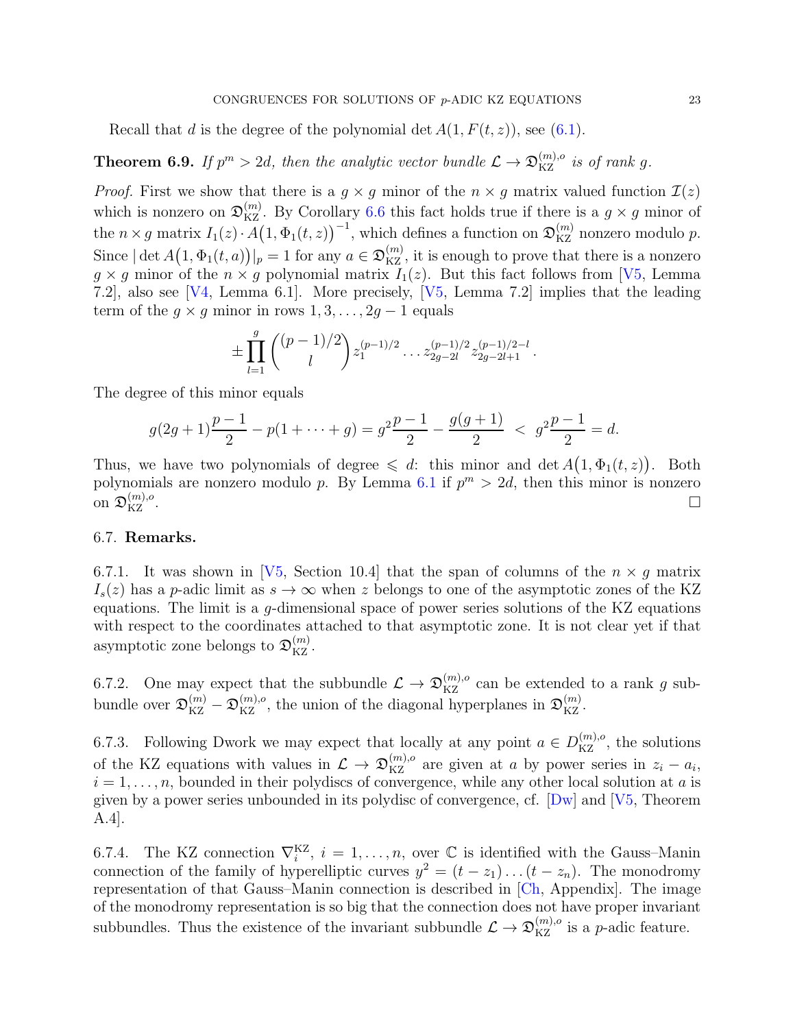Recall that $d$ is the degree of the polynomial $\det A(1, F(t,z))$, see (6.1).

**Theorem 6.9.** *If $p^m > 2d$, then the analytic vector bundle $\mathcal{L} \to \mathfrak{D}_{\mathrm{KZ}}^{(m),o}$ is of rank $g$.*

*Proof.* First we show that there is a $g \times g$ minor of the $n \times g$ matrix valued function $\mathcal{I}(z)$ which is nonzero on $\mathfrak{D}_{\mathrm{KZ}}^{(m)}$. By Corollary 6.6 this fact holds true if there is a $g \times g$ minor of the $n \times g$ matrix $I_1(z) \cdot A\big(1, \Phi_1(t,z)\big)^{-1}$, which defines a function on $\mathfrak{D}_{\mathrm{KZ}}^{(m)}$ nonzero modulo $p$. Since $|\det A\big(1, \Phi_1(t,a)\big)|_p = 1$ for any $a \in \mathfrak{D}_{\mathrm{KZ}}^{(m)}$, it is enough to prove that there is a nonzero $g \times g$ minor of the $n \times g$ polynomial matrix $I_1(z)$. But this fact follows from [V5, Lemma 7.2], also see [V4, Lemma 6.1]. More precisely, [V5, Lemma 7.2] implies that the leading term of the $g \times g$ minor in rows $1, 3, \dots, 2g-1$ equals

$$\pm \prod_{l=1}^{g} \binom{(p-1)/2}{l} z_1^{(p-1)/2} \dots z_{2g-2l}^{(p-1)/2} z_{2g-2l+1}^{(p-1)/2-l}.$$

The degree of this minor equals

$$g(2g+1)\frac{p-1}{2} - p(1 + \dots + g) = g^2 \frac{p-1}{2} - \frac{g(g+1)}{2} \ < \ g^2 \frac{p-1}{2} = d.$$

Thus, we have two polynomials of degree $\leqslant d$: this minor and $\det A\big(1, \Phi_1(t,z)\big)$. Both polynomials are nonzero modulo $p$. By Lemma 6.1 if $p^m > 2d$, then this minor is nonzero on $\mathfrak{D}_{\mathrm{KZ}}^{(m),o}$. $\square$

### 6.7. Remarks.

6.7.1. It was shown in [V5, Section 10.4] that the span of columns of the $n \times g$ matrix $I_s(z)$ has a $p$-adic limit as $s \to \infty$ when $z$ belongs to one of the asymptotic zones of the KZ equations. The limit is a $g$-dimensional space of power series solutions of the KZ equations with respect to the coordinates attached to that asymptotic zone. It is not clear yet if that asymptotic zone belongs to $\mathfrak{D}_{\mathrm{KZ}}^{(m)}$.

6.7.2. One may expect that the subbundle $\mathcal{L} \to \mathfrak{D}_{\mathrm{KZ}}^{(m),o}$ can be extended to a rank $g$ subbundle over $\mathfrak{D}_{\mathrm{KZ}}^{(m)} - \mathfrak{D}_{\mathrm{KZ}}^{(m),o}$, the union of the diagonal hyperplanes in $\mathfrak{D}_{\mathrm{KZ}}^{(m)}$.

6.7.3. Following Dwork we may expect that locally at any point $a \in D_{\mathrm{KZ}}^{(m),o}$, the solutions of the KZ equations with values in $\mathcal{L} \to \mathfrak{D}_{\mathrm{KZ}}^{(m),o}$ are given at $a$ by power series in $z_i - a_i$, $i = 1, \dots, n$, bounded in their polydiscs of convergence, while any other local solution at $a$ is given by a power series unbounded in its polydisc of convergence, cf. [Dw] and [V5, Theorem A.4].

6.7.4. The KZ connection $\nabla_i^{\mathrm{KZ}}$, $i = 1, \dots, n$, over $\mathbb{C}$ is identified with the Gauss–Manin connection of the family of hyperelliptic curves $y^2 = (t - z_1) \dots (t - z_n)$. The monodromy representation of that Gauss–Manin connection is described in [Ch, Appendix]. The image of the monodromy representation is so big that the connection does not have proper invariant subbundles. Thus the existence of the invariant subbundle $\mathcal{L} \to \mathfrak{D}_{\mathrm{KZ}}^{(m),o}$ is a $p$-adic feature.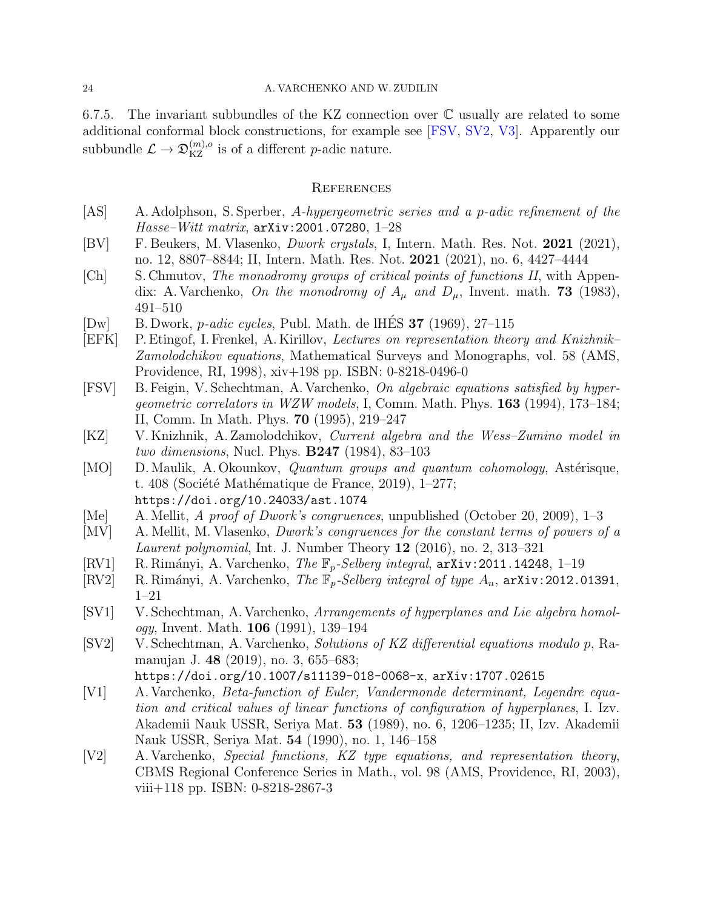6.7.5. The invariant subbundles of the KZ connection over $\mathbb{C}$ usually are related to some additional conformal block constructions, for example see [FSV, SV2, V3]. Apparently our subbundle $\mathcal{L} \to \mathfrak{D}^{(m),o}_{\rm KZ}$ is of a different $p$-adic nature.

## References

- [AS] A. Adolphson, S. Sperber, *A-hypergeometric series and a p-adic refinement of the Hasse–Witt matrix*, `arXiv:2001.07280`, 1–28
- [BV] F. Beukers, M. Vlasenko, *Dwork crystals*, I, Intern. Math. Res. Not. **2021** (2021), no. 12, 8807–8844; II, Intern. Math. Res. Not. **2021** (2021), no. 6, 4427–4444
- [Ch] S. Chmutov, *The monodromy groups of critical points of functions II*, with Appendix: A. Varchenko, *On the monodromy of $A_\mu$ and $D_\mu$*, Invent. math. **73** (1983), 491–510
- [Dw] B. Dwork, *p-adic cycles*, Publ. Math. de lHÉS **37** (1969), 27–115
- [EFK] P. Etingof, I. Frenkel, A. Kirillov, *Lectures on representation theory and Knizhnik–Zamolodchikov equations*, Mathematical Surveys and Monographs, vol. 58 (AMS, Providence, RI, 1998), xiv+198 pp. ISBN: 0-8218-0496-0
- [FSV] B. Feigin, V. Schechtman, A. Varchenko, *On algebraic equations satisfied by hypergeometric correlators in WZW models*, I, Comm. Math. Phys. **163** (1994), 173–184; II, Comm. In Math. Phys. **70** (1995), 219–247
- [KZ] V. Knizhnik, A. Zamolodchikov, *Current algebra and the Wess–Zumino model in two dimensions*, Nucl. Phys. **B247** (1984), 83–103
- [MO] D. Maulik, A. Okounkov, *Quantum groups and quantum cohomology*, Astérisque, t. 408 (Société Mathématique de France, 2019), 1–277; `https://doi.org/10.24033/ast.1074`
- [Me] A. Mellit, *A proof of Dwork's congruences*, unpublished (October 20, 2009), 1–3
- [MV] A. Mellit, M. Vlasenko, *Dwork's congruences for the constant terms of powers of a Laurent polynomial*, Int. J. Number Theory **12** (2016), no. 2, 313–321
- [RV1] R. Rimányi, A. Varchenko, *The $\mathbb{F}_p$-Selberg integral*, `arXiv:2011.14248`, 1–19
- [RV2] R. Rimányi, A. Varchenko, *The $\mathbb{F}_p$-Selberg integral of type $A_n$*, `arXiv:2012.01391`, 1–21
- [SV1] V. Schechtman, A. Varchenko, *Arrangements of hyperplanes and Lie algebra homology*, Invent. Math. **106** (1991), 139–194
- [SV2] V. Schechtman, A. Varchenko, *Solutions of KZ differential equations modulo p*, Ramanujan J. **48** (2019), no. 3, 655–683; `https://doi.org/10.1007/s11139-018-0068-x`, `arXiv:1707.02615`
- [V1] A. Varchenko, *Beta-function of Euler, Vandermonde determinant, Legendre equation and critical values of linear functions of configuration of hyperplanes*, I. Izv. Akademii Nauk USSR, Seriya Mat. **53** (1989), no. 6, 1206–1235; II, Izv. Akademii Nauk USSR, Seriya Mat. **54** (1990), no. 1, 146–158
- [V2] A. Varchenko, *Special functions, KZ type equations, and representation theory*, CBMS Regional Conference Series in Math., vol. 98 (AMS, Providence, RI, 2003), viii+118 pp. ISBN: 0-8218-2867-3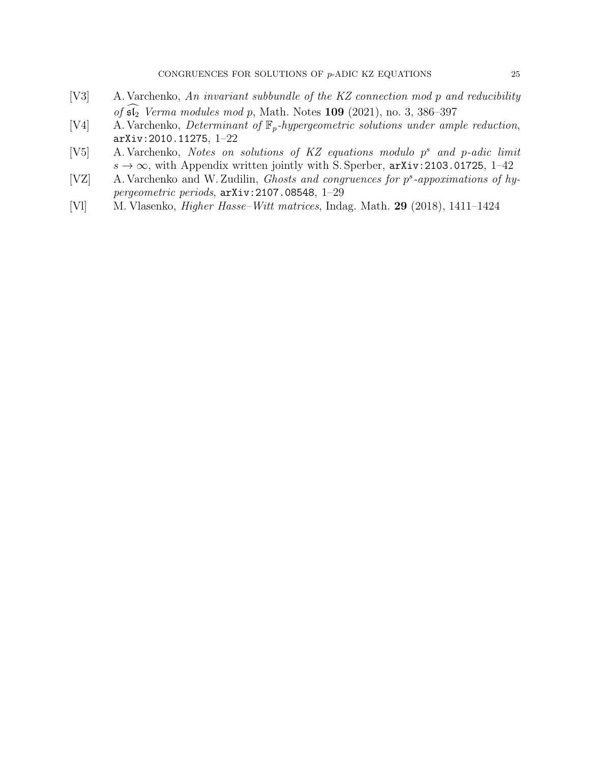[V3] A. Varchenko, *An invariant subbundle of the KZ connection mod p and reducibility of $\widehat{\mathfrak{sl}_2}$ Verma modules mod p*, Math. Notes **109** (2021), no. 3, 386–397

[V4] A. Varchenko, *Determinant of $\mathbb{F}_p$-hypergeometric solutions under ample reduction*, `arXiv:2010.11275`, 1–22

[V5] A. Varchenko, *Notes on solutions of KZ equations modulo $p^s$ and p-adic limit* $s \to \infty$, with Appendix written jointly with S. Sperber, `arXiv:2103.01725`, 1–42

[VZ] A. Varchenko and W. Zudilin, *Ghosts and congruences for $p^s$-appoximations of hypergeometric periods*, `arXiv:2107.08548`, 1–29

[Vl] M. Vlasenko, *Higher Hasse–Witt matrices*, Indag. Math. **29** (2018), 1411–1424